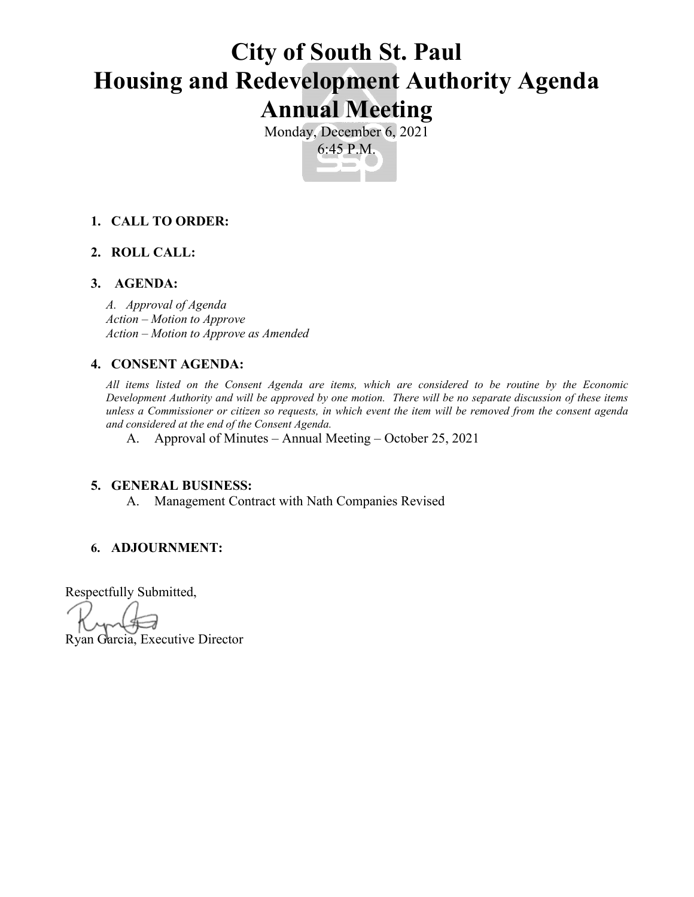# City of South St. Paul
# Housing and Redevelopment Authority Agenda
# Annual Meeting

Monday, December 6, 2021
6:45 P.M.

1. **CALL TO ORDER:**

2. **ROLL CALL:**

3. **AGENDA:**

   *A. Approval of Agenda*
   *Action – Motion to Approve*
   *Action – Motion to Approve as Amended*

4. **CONSENT AGENDA:**

   *All items listed on the Consent Agenda are items, which are considered to be routine by the Economic Development Authority and will be approved by one motion. There will be no separate discussion of these items unless a Commissioner or citizen so requests, in which event the item will be removed from the consent agenda and considered at the end of the Consent Agenda.*

   A. Approval of Minutes – Annual Meeting – October 25, 2021

5. **GENERAL BUSINESS:**

   A. Management Contract with Nath Companies Revised

6. **ADJOURNMENT:**

Respectfully Submitted,

Ryan Garcia, Executive Director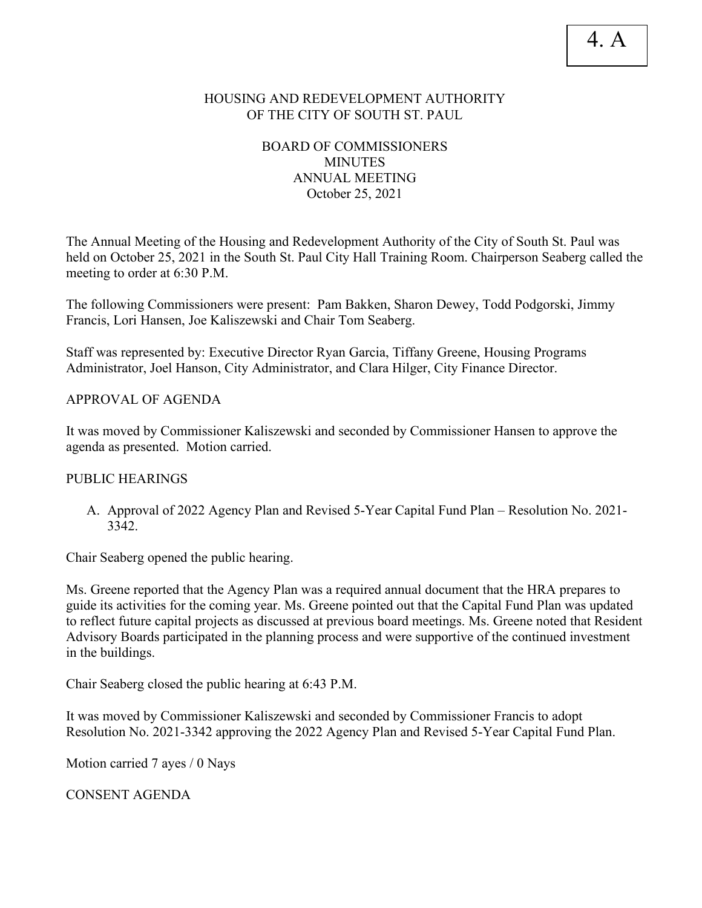4. A

# HOUSING AND REDEVELOPMENT AUTHORITY OF THE CITY OF SOUTH ST. PAUL

## BOARD OF COMMISSIONERS MINUTES ANNUAL MEETING October 25, 2021

The Annual Meeting of the Housing and Redevelopment Authority of the City of South St. Paul was held on October 25, 2021 in the South St. Paul City Hall Training Room. Chairperson Seaberg called the meeting to order at 6:30 P.M.

The following Commissioners were present: Pam Bakken, Sharon Dewey, Todd Podgorski, Jimmy Francis, Lori Hansen, Joe Kaliszewski and Chair Tom Seaberg.

Staff was represented by: Executive Director Ryan Garcia, Tiffany Greene, Housing Programs Administrator, Joel Hanson, City Administrator, and Clara Hilger, City Finance Director.

APPROVAL OF AGENDA

It was moved by Commissioner Kaliszewski and seconded by Commissioner Hansen to approve the agenda as presented. Motion carried.

PUBLIC HEARINGS

A. Approval of 2022 Agency Plan and Revised 5-Year Capital Fund Plan – Resolution No. 2021-3342.

Chair Seaberg opened the public hearing.

Ms. Greene reported that the Agency Plan was a required annual document that the HRA prepares to guide its activities for the coming year. Ms. Greene pointed out that the Capital Fund Plan was updated to reflect future capital projects as discussed at previous board meetings. Ms. Greene noted that Resident Advisory Boards participated in the planning process and were supportive of the continued investment in the buildings.

Chair Seaberg closed the public hearing at 6:43 P.M.

It was moved by Commissioner Kaliszewski and seconded by Commissioner Francis to adopt Resolution No. 2021-3342 approving the 2022 Agency Plan and Revised 5-Year Capital Fund Plan.

Motion carried 7 ayes / 0 Nays

CONSENT AGENDA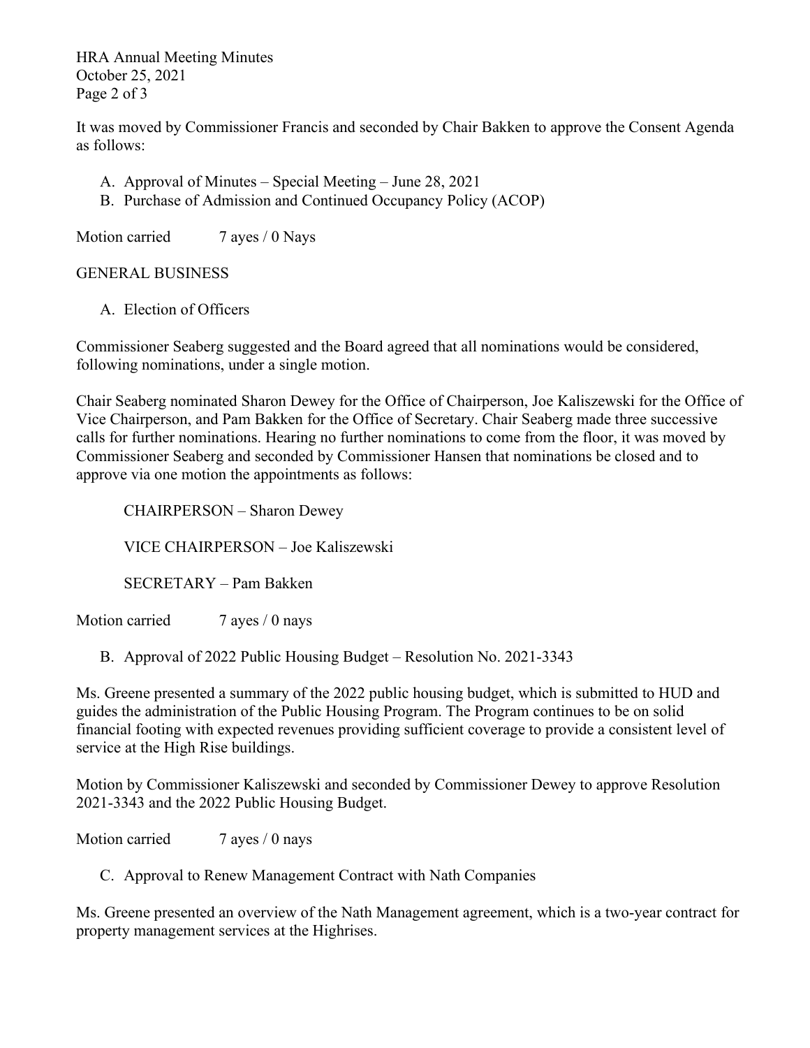It was moved by Commissioner Francis and seconded by Chair Bakken to approve the Consent Agenda as follows:

A. Approval of Minutes – Special Meeting – June 28, 2021
B. Purchase of Admission and Continued Occupancy Policy (ACOP)

Motion carried 7 ayes / 0 Nays

GENERAL BUSINESS

A. Election of Officers

Commissioner Seaberg suggested and the Board agreed that all nominations would be considered, following nominations, under a single motion.

Chair Seaberg nominated Sharon Dewey for the Office of Chairperson, Joe Kaliszewski for the Office of Vice Chairperson, and Pam Bakken for the Office of Secretary. Chair Seaberg made three successive calls for further nominations. Hearing no further nominations to come from the floor, it was moved by Commissioner Seaberg and seconded by Commissioner Hansen that nominations be closed and to approve via one motion the appointments as follows:

CHAIRPERSON – Sharon Dewey

VICE CHAIRPERSON – Joe Kaliszewski

SECRETARY – Pam Bakken

Motion carried 7 ayes / 0 nays

B. Approval of 2022 Public Housing Budget – Resolution No. 2021-3343

Ms. Greene presented a summary of the 2022 public housing budget, which is submitted to HUD and guides the administration of the Public Housing Program. The Program continues to be on solid financial footing with expected revenues providing sufficient coverage to provide a consistent level of service at the High Rise buildings.

Motion by Commissioner Kaliszewski and seconded by Commissioner Dewey to approve Resolution 2021-3343 and the 2022 Public Housing Budget.

Motion carried 7 ayes / 0 nays

C. Approval to Renew Management Contract with Nath Companies

Ms. Greene presented an overview of the Nath Management agreement, which is a two-year contract for property management services at the Highrises.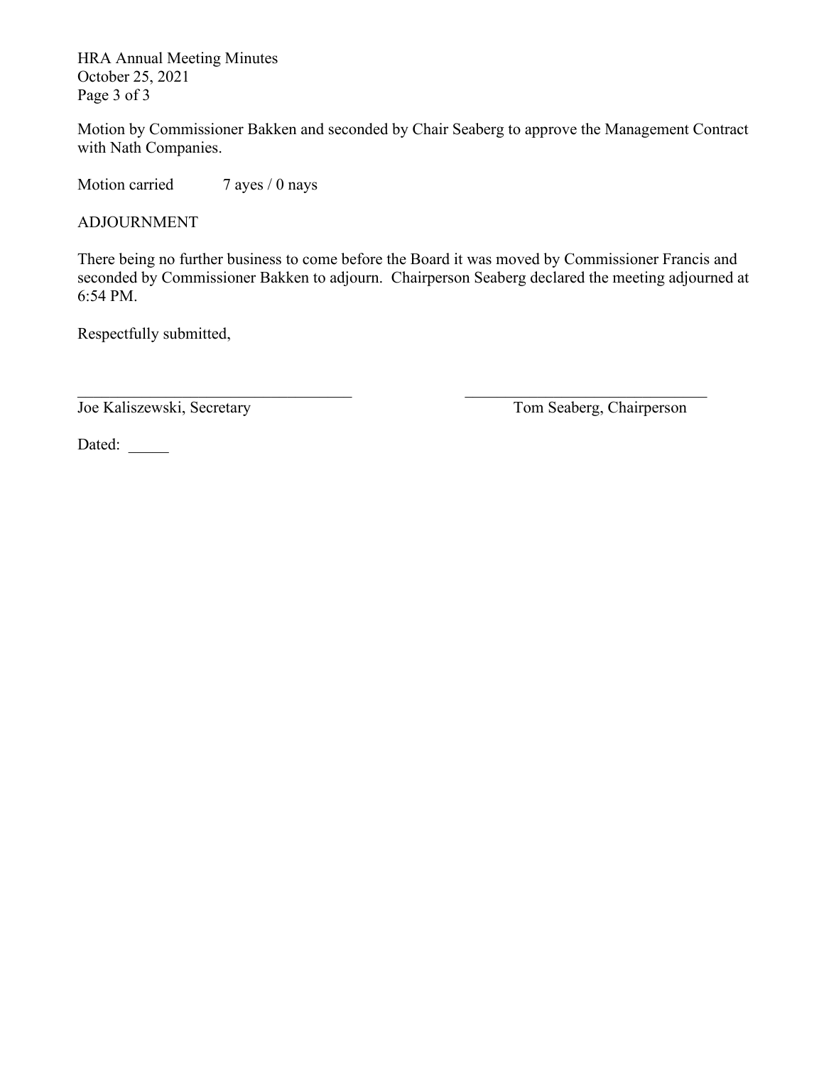Motion by Commissioner Bakken and seconded by Chair Seaberg to approve the Management Contract with Nath Companies.

Motion carried 7 ayes / 0 nays

ADJOURNMENT

There being no further business to come before the Board it was moved by Commissioner Francis and seconded by Commissioner Bakken to adjourn. Chairperson Seaberg declared the meeting adjourned at 6:54 PM.

Respectfully submitted,

\_\_\_\_\_\_\_\_\_\_\_\_\_\_\_\_\_\_\_\_\_\_\_\_\_\_\_\_\_\_\_\_\_\_\_ \_\_\_\_\_\_\_\_\_\_\_\_\_\_\_\_\_\_\_\_\_\_\_\_\_\_\_\_\_\_\_

Joe Kaliszewski, Secretary Tom Seaberg, Chairperson

Dated: \_\_\_\_\_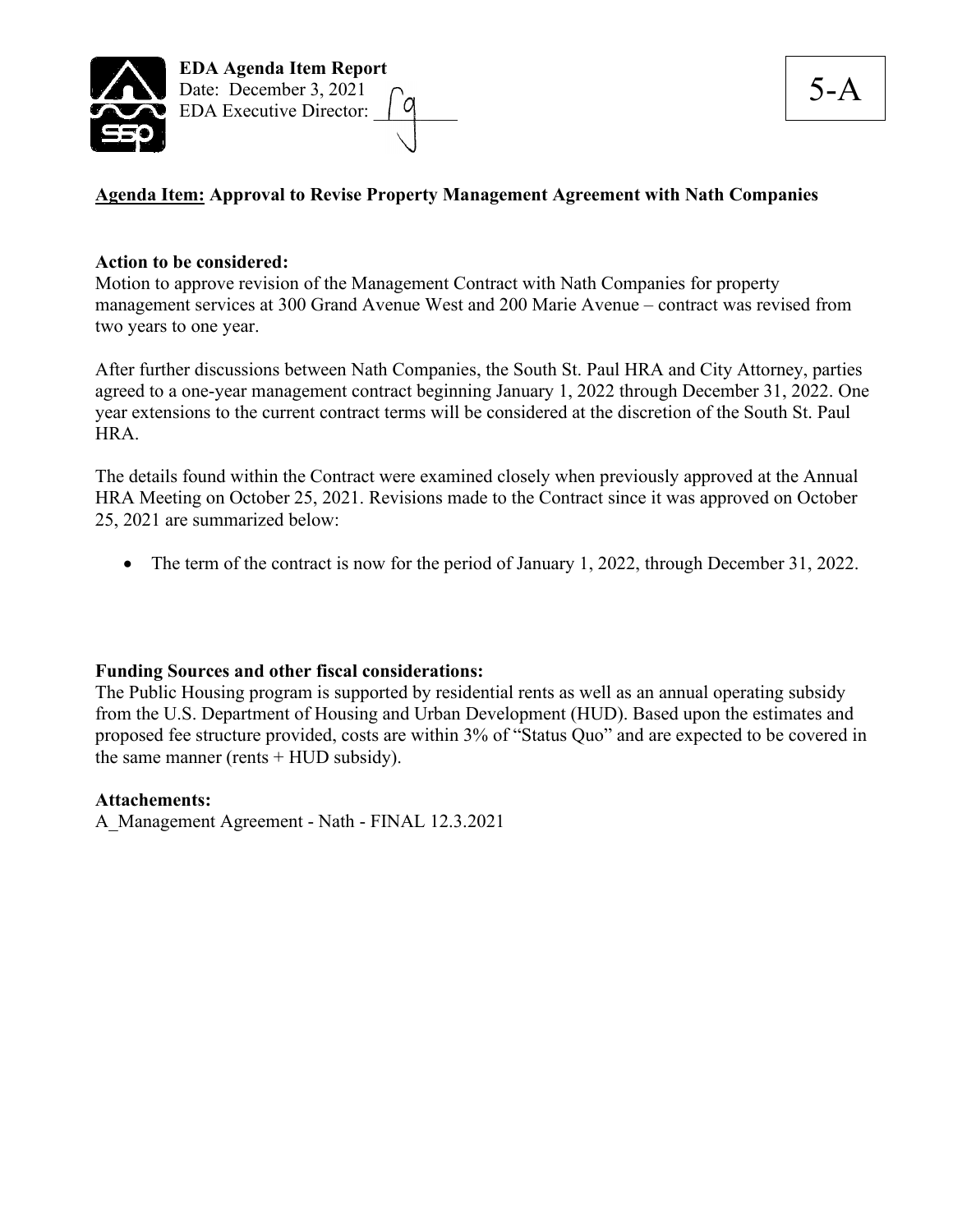**EDA Agenda Item Report**
Date: December 3, 2021
EDA Executive Director: ____

5-A

**Agenda Item: Approval to Revise Property Management Agreement with Nath Companies**

**Action to be considered:**
Motion to approve revision of the Management Contract with Nath Companies for property management services at 300 Grand Avenue West and 200 Marie Avenue – contract was revised from two years to one year.

After further discussions between Nath Companies, the South St. Paul HRA and City Attorney, parties agreed to a one-year management contract beginning January 1, 2022 through December 31, 2022. One year extensions to the current contract terms will be considered at the discretion of the South St. Paul HRA.

The details found within the Contract were examined closely when previously approved at the Annual HRA Meeting on October 25, 2021. Revisions made to the Contract since it was approved on October 25, 2021 are summarized below:

- The term of the contract is now for the period of January 1, 2022, through December 31, 2022.

**Funding Sources and other fiscal considerations:**
The Public Housing program is supported by residential rents as well as an annual operating subsidy from the U.S. Department of Housing and Urban Development (HUD). Based upon the estimates and proposed fee structure provided, costs are within 3% of "Status Quo" and are expected to be covered in the same manner (rents + HUD subsidy).

**Attachements:**
A_Management Agreement - Nath - FINAL 12.3.2021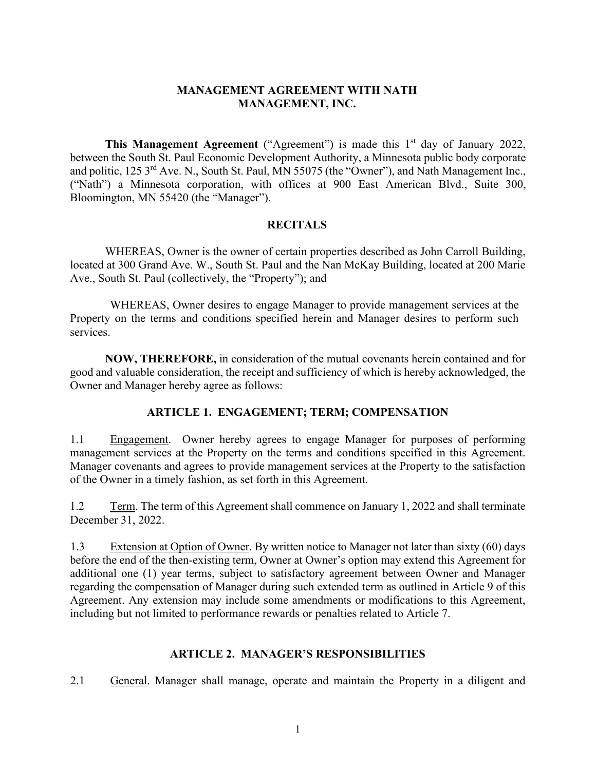# MANAGEMENT AGREEMENT WITH NATH MANAGEMENT, INC.

**This Management Agreement** ("Agreement") is made this 1st day of January 2022, between the South St. Paul Economic Development Authority, a Minnesota public body corporate and politic, 125 3rd Ave. N., South St. Paul, MN 55075 (the "Owner"), and Nath Management Inc., ("Nath") a Minnesota corporation, with offices at 900 East American Blvd., Suite 300, Bloomington, MN 55420 (the "Manager").

## RECITALS

WHEREAS, Owner is the owner of certain properties described as John Carroll Building, located at 300 Grand Ave. W., South St. Paul and the Nan McKay Building, located at 200 Marie Ave., South St. Paul (collectively, the "Property"); and

WHEREAS, Owner desires to engage Manager to provide management services at the Property on the terms and conditions specified herein and Manager desires to perform such services.

**NOW, THEREFORE,** in consideration of the mutual covenants herein contained and for good and valuable consideration, the receipt and sufficiency of which is hereby acknowledged, the Owner and Manager hereby agree as follows:

## ARTICLE 1. ENGAGEMENT; TERM; COMPENSATION

1.1 Engagement. Owner hereby agrees to engage Manager for purposes of performing management services at the Property on the terms and conditions specified in this Agreement. Manager covenants and agrees to provide management services at the Property to the satisfaction of the Owner in a timely fashion, as set forth in this Agreement.

1.2 Term. The term of this Agreement shall commence on January 1, 2022 and shall terminate December 31, 2022.

1.3 Extension at Option of Owner. By written notice to Manager not later than sixty (60) days before the end of the then-existing term, Owner at Owner's option may extend this Agreement for additional one (1) year terms, subject to satisfactory agreement between Owner and Manager regarding the compensation of Manager during such extended term as outlined in Article 9 of this Agreement. Any extension may include some amendments or modifications to this Agreement, including but not limited to performance rewards or penalties related to Article 7.

## ARTICLE 2. MANAGER'S RESPONSIBILITIES

2.1 General. Manager shall manage, operate and maintain the Property in a diligent and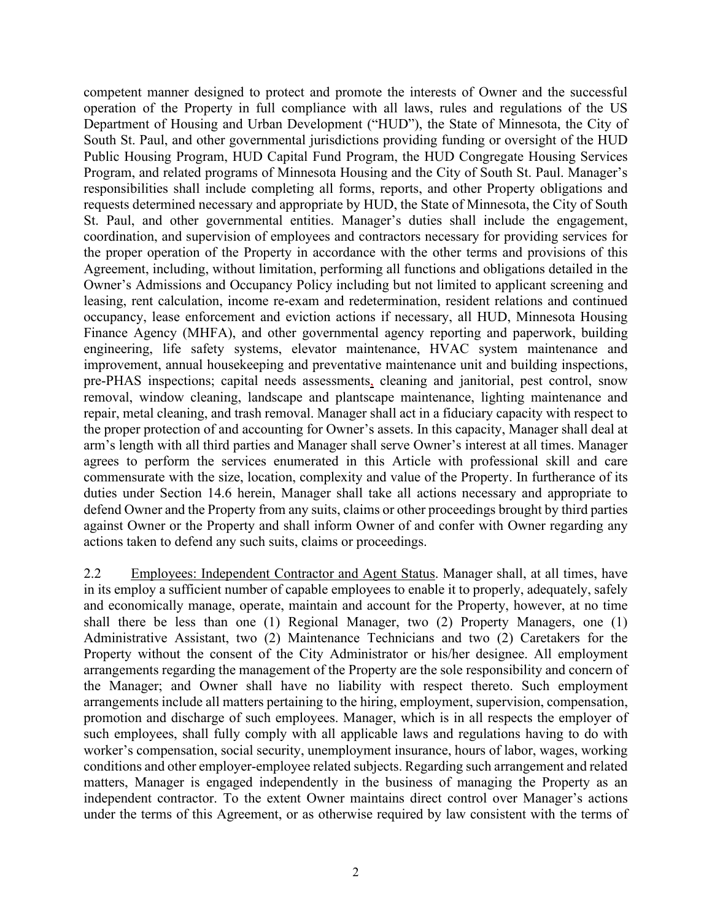competent manner designed to protect and promote the interests of Owner and the successful operation of the Property in full compliance with all laws, rules and regulations of the US Department of Housing and Urban Development ("HUD"), the State of Minnesota, the City of South St. Paul, and other governmental jurisdictions providing funding or oversight of the HUD Public Housing Program, HUD Capital Fund Program, the HUD Congregate Housing Services Program, and related programs of Minnesota Housing and the City of South St. Paul. Manager's responsibilities shall include completing all forms, reports, and other Property obligations and requests determined necessary and appropriate by HUD, the State of Minnesota, the City of South St. Paul, and other governmental entities. Manager's duties shall include the engagement, coordination, and supervision of employees and contractors necessary for providing services for the proper operation of the Property in accordance with the other terms and provisions of this Agreement, including, without limitation, performing all functions and obligations detailed in the Owner's Admissions and Occupancy Policy including but not limited to applicant screening and leasing, rent calculation, income re-exam and redetermination, resident relations and continued occupancy, lease enforcement and eviction actions if necessary, all HUD, Minnesota Housing Finance Agency (MHFA), and other governmental agency reporting and paperwork, building engineering, life safety systems, elevator maintenance, HVAC system maintenance and improvement, annual housekeeping and preventative maintenance unit and building inspections, pre-PHAS inspections; capital needs assessments, cleaning and janitorial, pest control, snow removal, window cleaning, landscape and plantscape maintenance, lighting maintenance and repair, metal cleaning, and trash removal. Manager shall act in a fiduciary capacity with respect to the proper protection of and accounting for Owner's assets. In this capacity, Manager shall deal at arm's length with all third parties and Manager shall serve Owner's interest at all times. Manager agrees to perform the services enumerated in this Article with professional skill and care commensurate with the size, location, complexity and value of the Property. In furtherance of its duties under Section 14.6 herein, Manager shall take all actions necessary and appropriate to defend Owner and the Property from any suits, claims or other proceedings brought by third parties against Owner or the Property and shall inform Owner of and confer with Owner regarding any actions taken to defend any such suits, claims or proceedings.

2.2 Employees: Independent Contractor and Agent Status. Manager shall, at all times, have in its employ a sufficient number of capable employees to enable it to properly, adequately, safely and economically manage, operate, maintain and account for the Property, however, at no time shall there be less than one (1) Regional Manager, two (2) Property Managers, one (1) Administrative Assistant, two (2) Maintenance Technicians and two (2) Caretakers for the Property without the consent of the City Administrator or his/her designee. All employment arrangements regarding the management of the Property are the sole responsibility and concern of the Manager; and Owner shall have no liability with respect thereto. Such employment arrangements include all matters pertaining to the hiring, employment, supervision, compensation, promotion and discharge of such employees. Manager, which is in all respects the employer of such employees, shall fully comply with all applicable laws and regulations having to do with worker's compensation, social security, unemployment insurance, hours of labor, wages, working conditions and other employer-employee related subjects. Regarding such arrangement and related matters, Manager is engaged independently in the business of managing the Property as an independent contractor. To the extent Owner maintains direct control over Manager's actions under the terms of this Agreement, or as otherwise required by law consistent with the terms of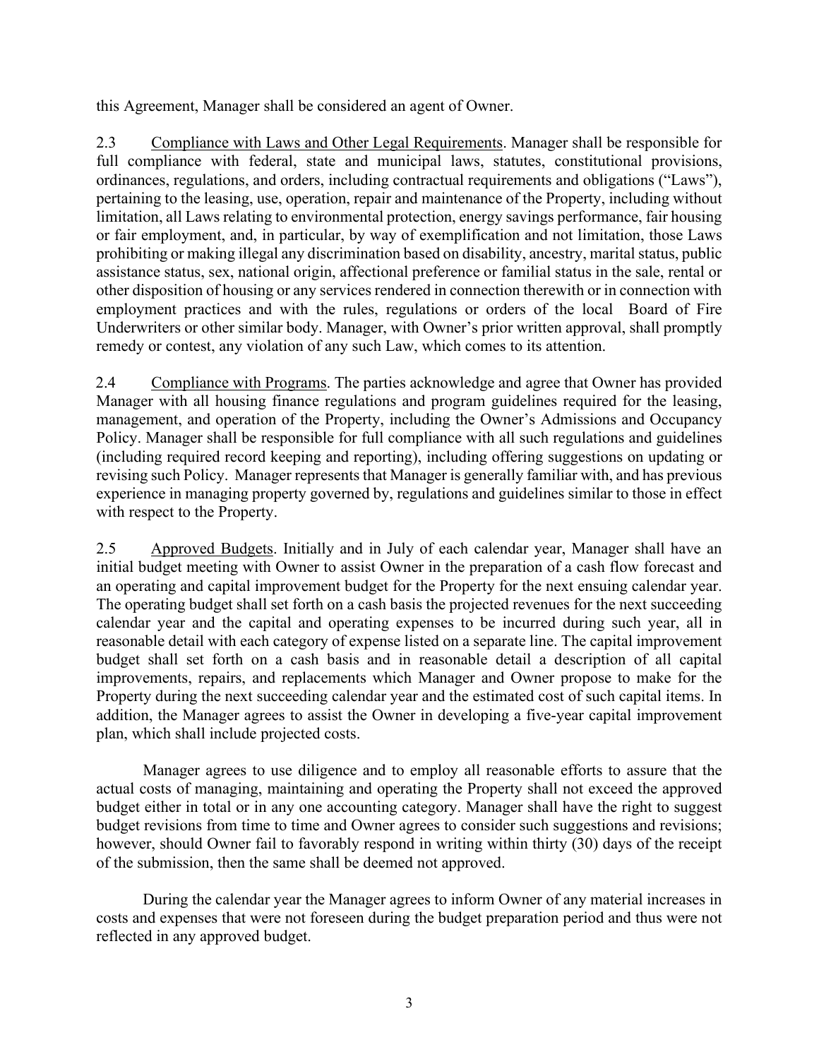this Agreement, Manager shall be considered an agent of Owner.

2.3 Compliance with Laws and Other Legal Requirements. Manager shall be responsible for full compliance with federal, state and municipal laws, statutes, constitutional provisions, ordinances, regulations, and orders, including contractual requirements and obligations ("Laws"), pertaining to the leasing, use, operation, repair and maintenance of the Property, including without limitation, all Laws relating to environmental protection, energy savings performance, fair housing or fair employment, and, in particular, by way of exemplification and not limitation, those Laws prohibiting or making illegal any discrimination based on disability, ancestry, marital status, public assistance status, sex, national origin, affectional preference or familial status in the sale, rental or other disposition of housing or any services rendered in connection therewith or in connection with employment practices and with the rules, regulations or orders of the local Board of Fire Underwriters or other similar body. Manager, with Owner's prior written approval, shall promptly remedy or contest, any violation of any such Law, which comes to its attention.

2.4 Compliance with Programs. The parties acknowledge and agree that Owner has provided Manager with all housing finance regulations and program guidelines required for the leasing, management, and operation of the Property, including the Owner's Admissions and Occupancy Policy. Manager shall be responsible for full compliance with all such regulations and guidelines (including required record keeping and reporting), including offering suggestions on updating or revising such Policy. Manager represents that Manager is generally familiar with, and has previous experience in managing property governed by, regulations and guidelines similar to those in effect with respect to the Property.

2.5 Approved Budgets. Initially and in July of each calendar year, Manager shall have an initial budget meeting with Owner to assist Owner in the preparation of a cash flow forecast and an operating and capital improvement budget for the Property for the next ensuing calendar year. The operating budget shall set forth on a cash basis the projected revenues for the next succeeding calendar year and the capital and operating expenses to be incurred during such year, all in reasonable detail with each category of expense listed on a separate line. The capital improvement budget shall set forth on a cash basis and in reasonable detail a description of all capital improvements, repairs, and replacements which Manager and Owner propose to make for the Property during the next succeeding calendar year and the estimated cost of such capital items. In addition, the Manager agrees to assist the Owner in developing a five-year capital improvement plan, which shall include projected costs.

Manager agrees to use diligence and to employ all reasonable efforts to assure that the actual costs of managing, maintaining and operating the Property shall not exceed the approved budget either in total or in any one accounting category. Manager shall have the right to suggest budget revisions from time to time and Owner agrees to consider such suggestions and revisions; however, should Owner fail to favorably respond in writing within thirty (30) days of the receipt of the submission, then the same shall be deemed not approved.

During the calendar year the Manager agrees to inform Owner of any material increases in costs and expenses that were not foreseen during the budget preparation period and thus were not reflected in any approved budget.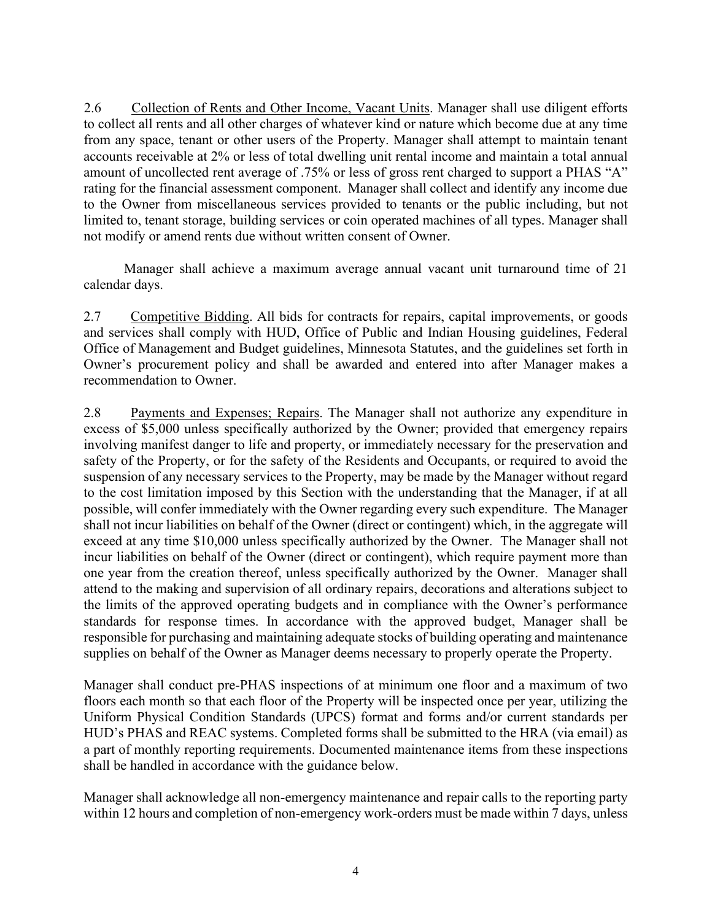2.6 Collection of Rents and Other Income, Vacant Units. Manager shall use diligent efforts to collect all rents and all other charges of whatever kind or nature which become due at any time from any space, tenant or other users of the Property. Manager shall attempt to maintain tenant accounts receivable at 2% or less of total dwelling unit rental income and maintain a total annual amount of uncollected rent average of .75% or less of gross rent charged to support a PHAS "A" rating for the financial assessment component. Manager shall collect and identify any income due to the Owner from miscellaneous services provided to tenants or the public including, but not limited to, tenant storage, building services or coin operated machines of all types. Manager shall not modify or amend rents due without written consent of Owner.

Manager shall achieve a maximum average annual vacant unit turnaround time of 21 calendar days.

2.7 Competitive Bidding. All bids for contracts for repairs, capital improvements, or goods and services shall comply with HUD, Office of Public and Indian Housing guidelines, Federal Office of Management and Budget guidelines, Minnesota Statutes, and the guidelines set forth in Owner's procurement policy and shall be awarded and entered into after Manager makes a recommendation to Owner.

2.8 Payments and Expenses; Repairs. The Manager shall not authorize any expenditure in excess of $5,000 unless specifically authorized by the Owner; provided that emergency repairs involving manifest danger to life and property, or immediately necessary for the preservation and safety of the Property, or for the safety of the Residents and Occupants, or required to avoid the suspension of any necessary services to the Property, may be made by the Manager without regard to the cost limitation imposed by this Section with the understanding that the Manager, if at all possible, will confer immediately with the Owner regarding every such expenditure. The Manager shall not incur liabilities on behalf of the Owner (direct or contingent) which, in the aggregate will exceed at any time $10,000 unless specifically authorized by the Owner. The Manager shall not incur liabilities on behalf of the Owner (direct or contingent), which require payment more than one year from the creation thereof, unless specifically authorized by the Owner. Manager shall attend to the making and supervision of all ordinary repairs, decorations and alterations subject to the limits of the approved operating budgets and in compliance with the Owner's performance standards for response times. In accordance with the approved budget, Manager shall be responsible for purchasing and maintaining adequate stocks of building operating and maintenance supplies on behalf of the Owner as Manager deems necessary to properly operate the Property.

Manager shall conduct pre-PHAS inspections of at minimum one floor and a maximum of two floors each month so that each floor of the Property will be inspected once per year, utilizing the Uniform Physical Condition Standards (UPCS) format and forms and/or current standards per HUD's PHAS and REAC systems. Completed forms shall be submitted to the HRA (via email) as a part of monthly reporting requirements. Documented maintenance items from these inspections shall be handled in accordance with the guidance below.

Manager shall acknowledge all non-emergency maintenance and repair calls to the reporting party within 12 hours and completion of non-emergency work-orders must be made within 7 days, unless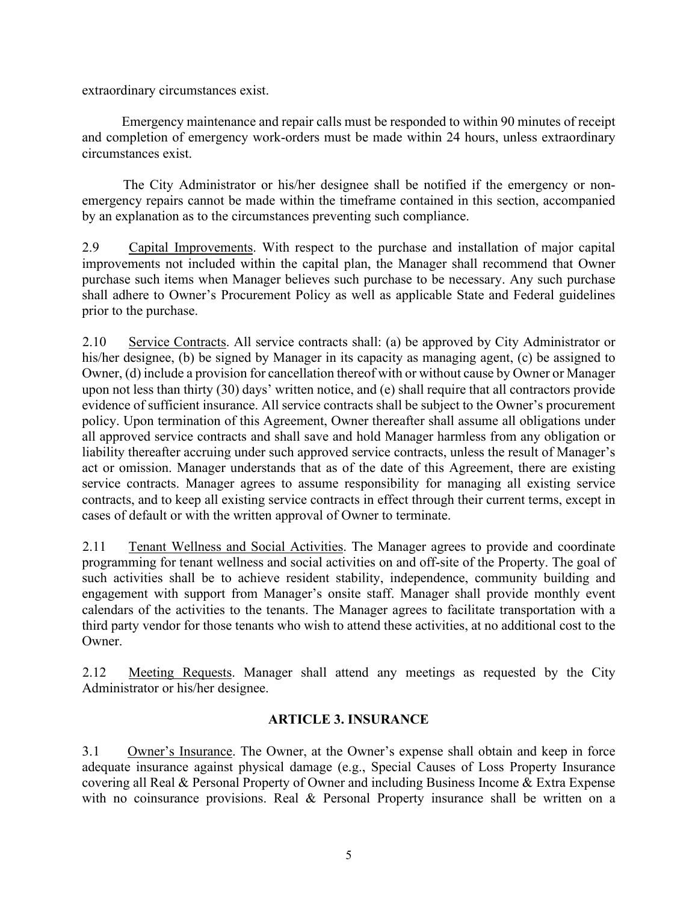extraordinary circumstances exist.

Emergency maintenance and repair calls must be responded to within 90 minutes of receipt and completion of emergency work-orders must be made within 24 hours, unless extraordinary circumstances exist.

The City Administrator or his/her designee shall be notified if the emergency or non-emergency repairs cannot be made within the timeframe contained in this section, accompanied by an explanation as to the circumstances preventing such compliance.

2.9 Capital Improvements. With respect to the purchase and installation of major capital improvements not included within the capital plan, the Manager shall recommend that Owner purchase such items when Manager believes such purchase to be necessary. Any such purchase shall adhere to Owner's Procurement Policy as well as applicable State and Federal guidelines prior to the purchase.

2.10 Service Contracts. All service contracts shall: (a) be approved by City Administrator or his/her designee, (b) be signed by Manager in its capacity as managing agent, (c) be assigned to Owner, (d) include a provision for cancellation thereof with or without cause by Owner or Manager upon not less than thirty (30) days' written notice, and (e) shall require that all contractors provide evidence of sufficient insurance. All service contracts shall be subject to the Owner's procurement policy. Upon termination of this Agreement, Owner thereafter shall assume all obligations under all approved service contracts and shall save and hold Manager harmless from any obligation or liability thereafter accruing under such approved service contracts, unless the result of Manager's act or omission. Manager understands that as of the date of this Agreement, there are existing service contracts. Manager agrees to assume responsibility for managing all existing service contracts, and to keep all existing service contracts in effect through their current terms, except in cases of default or with the written approval of Owner to terminate.

2.11 Tenant Wellness and Social Activities. The Manager agrees to provide and coordinate programming for tenant wellness and social activities on and off-site of the Property. The goal of such activities shall be to achieve resident stability, independence, community building and engagement with support from Manager's onsite staff. Manager shall provide monthly event calendars of the activities to the tenants. The Manager agrees to facilitate transportation with a third party vendor for those tenants who wish to attend these activities, at no additional cost to the Owner.

2.12 Meeting Requests. Manager shall attend any meetings as requested by the City Administrator or his/her designee.

## ARTICLE 3. INSURANCE

3.1 Owner's Insurance. The Owner, at the Owner's expense shall obtain and keep in force adequate insurance against physical damage (e.g., Special Causes of Loss Property Insurance covering all Real & Personal Property of Owner and including Business Income & Extra Expense with no coinsurance provisions. Real & Personal Property insurance shall be written on a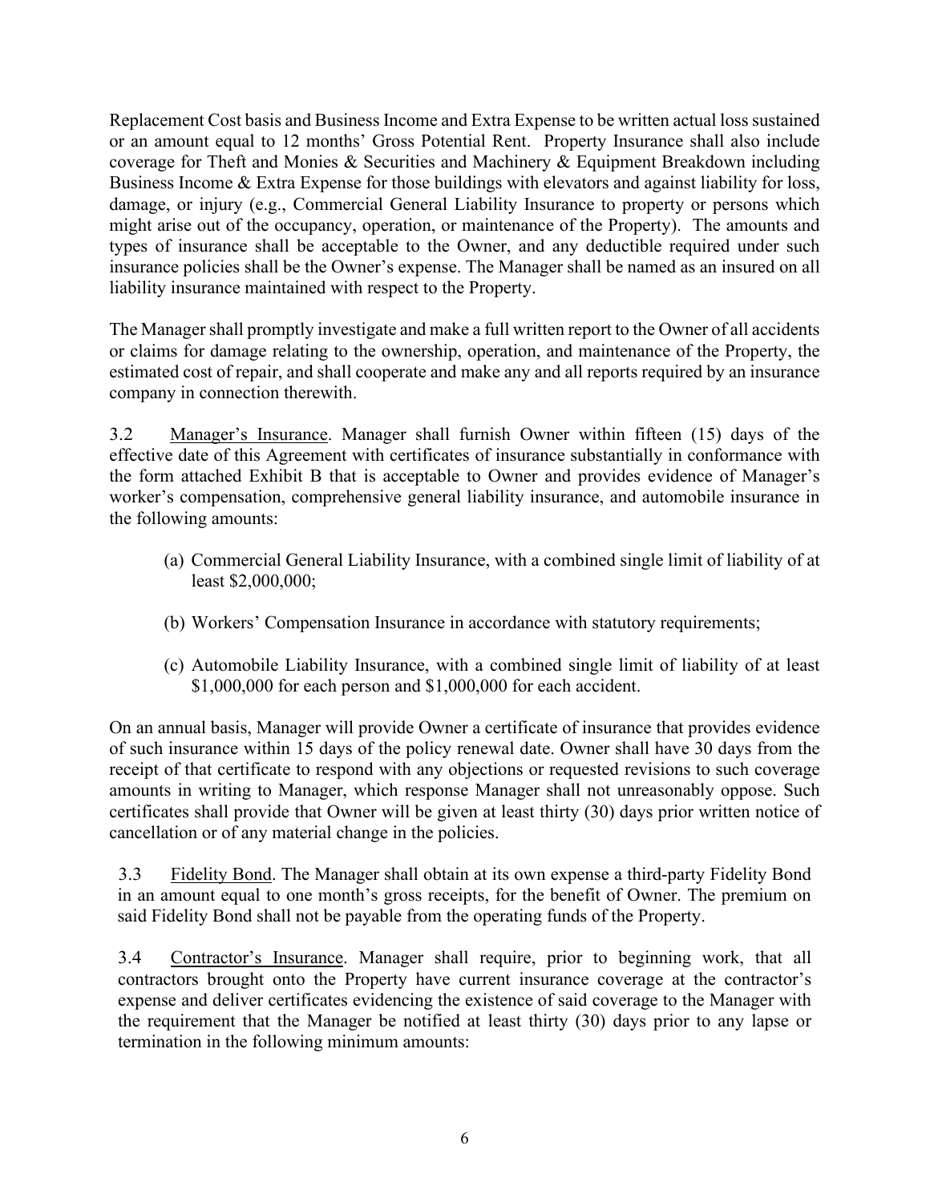Replacement Cost basis and Business Income and Extra Expense to be written actual loss sustained or an amount equal to 12 months' Gross Potential Rent. Property Insurance shall also include coverage for Theft and Monies & Securities and Machinery & Equipment Breakdown including Business Income & Extra Expense for those buildings with elevators and against liability for loss, damage, or injury (e.g., Commercial General Liability Insurance to property or persons which might arise out of the occupancy, operation, or maintenance of the Property). The amounts and types of insurance shall be acceptable to the Owner, and any deductible required under such insurance policies shall be the Owner's expense. The Manager shall be named as an insured on all liability insurance maintained with respect to the Property.

The Manager shall promptly investigate and make a full written report to the Owner of all accidents or claims for damage relating to the ownership, operation, and maintenance of the Property, the estimated cost of repair, and shall cooperate and make any and all reports required by an insurance company in connection therewith.

3.2 Manager's Insurance. Manager shall furnish Owner within fifteen (15) days of the effective date of this Agreement with certificates of insurance substantially in conformance with the form attached Exhibit B that is acceptable to Owner and provides evidence of Manager's worker's compensation, comprehensive general liability insurance, and automobile insurance in the following amounts:

(a) Commercial General Liability Insurance, with a combined single limit of liability of at least $2,000,000;

(b) Workers' Compensation Insurance in accordance with statutory requirements;

(c) Automobile Liability Insurance, with a combined single limit of liability of at least $1,000,000 for each person and $1,000,000 for each accident.

On an annual basis, Manager will provide Owner a certificate of insurance that provides evidence of such insurance within 15 days of the policy renewal date. Owner shall have 30 days from the receipt of that certificate to respond with any objections or requested revisions to such coverage amounts in writing to Manager, which response Manager shall not unreasonably oppose. Such certificates shall provide that Owner will be given at least thirty (30) days prior written notice of cancellation or of any material change in the policies.

3.3 Fidelity Bond. The Manager shall obtain at its own expense a third-party Fidelity Bond in an amount equal to one month's gross receipts, for the benefit of Owner. The premium on said Fidelity Bond shall not be payable from the operating funds of the Property.

3.4 Contractor's Insurance. Manager shall require, prior to beginning work, that all contractors brought onto the Property have current insurance coverage at the contractor's expense and deliver certificates evidencing the existence of said coverage to the Manager with the requirement that the Manager be notified at least thirty (30) days prior to any lapse or termination in the following minimum amounts: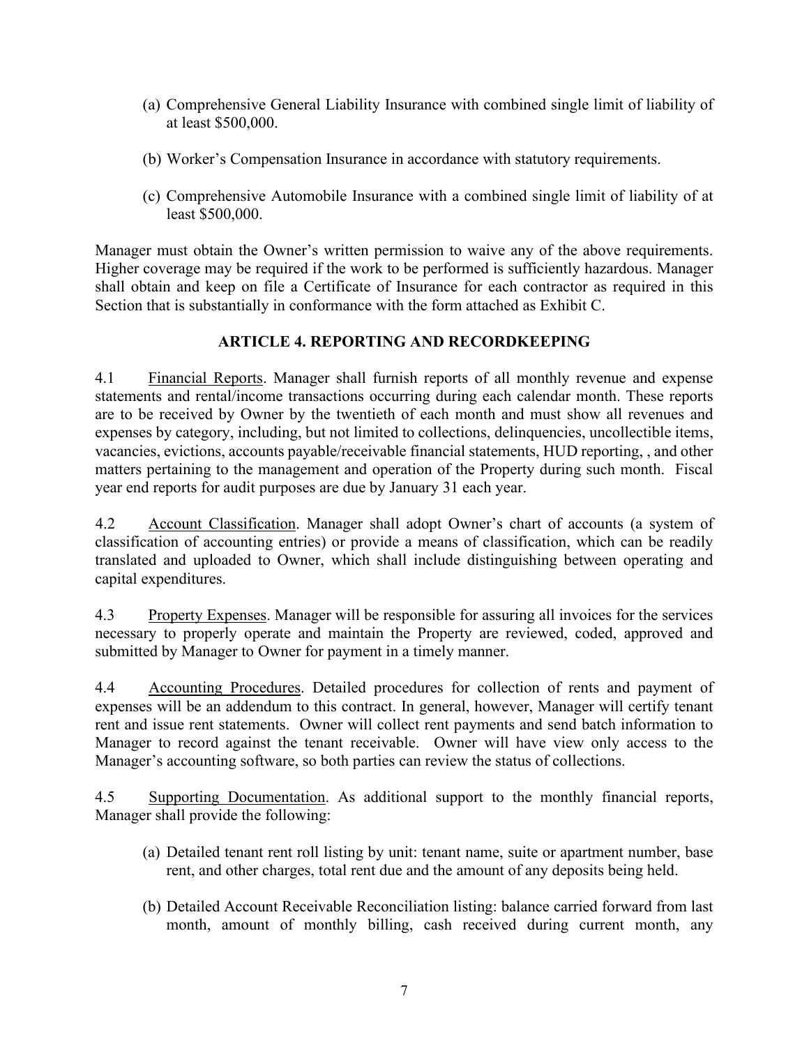(a) Comprehensive General Liability Insurance with combined single limit of liability of at least $500,000.

(b) Worker's Compensation Insurance in accordance with statutory requirements.

(c) Comprehensive Automobile Insurance with a combined single limit of liability of at least $500,000.

Manager must obtain the Owner's written permission to waive any of the above requirements. Higher coverage may be required if the work to be performed is sufficiently hazardous. Manager shall obtain and keep on file a Certificate of Insurance for each contractor as required in this Section that is substantially in conformance with the form attached as Exhibit C.

## ARTICLE 4. REPORTING AND RECORDKEEPING

4.1 Financial Reports. Manager shall furnish reports of all monthly revenue and expense statements and rental/income transactions occurring during each calendar month. These reports are to be received by Owner by the twentieth of each month and must show all revenues and expenses by category, including, but not limited to collections, delinquencies, uncollectible items, vacancies, evictions, accounts payable/receivable financial statements, HUD reporting, , and other matters pertaining to the management and operation of the Property during such month. Fiscal year end reports for audit purposes are due by January 31 each year.

4.2 Account Classification. Manager shall adopt Owner's chart of accounts (a system of classification of accounting entries) or provide a means of classification, which can be readily translated and uploaded to Owner, which shall include distinguishing between operating and capital expenditures.

4.3 Property Expenses. Manager will be responsible for assuring all invoices for the services necessary to properly operate and maintain the Property are reviewed, coded, approved and submitted by Manager to Owner for payment in a timely manner.

4.4 Accounting Procedures. Detailed procedures for collection of rents and payment of expenses will be an addendum to this contract. In general, however, Manager will certify tenant rent and issue rent statements. Owner will collect rent payments and send batch information to Manager to record against the tenant receivable. Owner will have view only access to the Manager's accounting software, so both parties can review the status of collections.

4.5 Supporting Documentation. As additional support to the monthly financial reports, Manager shall provide the following:

(a) Detailed tenant rent roll listing by unit: tenant name, suite or apartment number, base rent, and other charges, total rent due and the amount of any deposits being held.

(b) Detailed Account Receivable Reconciliation listing: balance carried forward from last month, amount of monthly billing, cash received during current month, any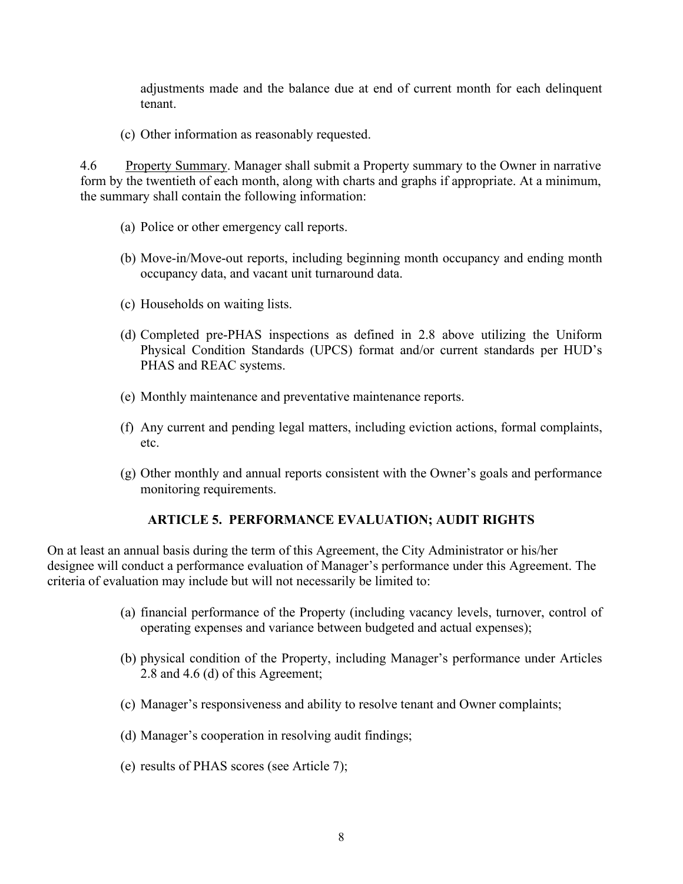adjustments made and the balance due at end of current month for each delinquent tenant.

(c) Other information as reasonably requested.

4.6 Property Summary. Manager shall submit a Property summary to the Owner in narrative form by the twentieth of each month, along with charts and graphs if appropriate. At a minimum, the summary shall contain the following information:

(a) Police or other emergency call reports.

(b) Move-in/Move-out reports, including beginning month occupancy and ending month occupancy data, and vacant unit turnaround data.

(c) Households on waiting lists.

(d) Completed pre-PHAS inspections as defined in 2.8 above utilizing the Uniform Physical Condition Standards (UPCS) format and/or current standards per HUD's PHAS and REAC systems.

(e) Monthly maintenance and preventative maintenance reports.

(f) Any current and pending legal matters, including eviction actions, formal complaints, etc.

(g) Other monthly and annual reports consistent with the Owner's goals and performance monitoring requirements.

## ARTICLE 5. PERFORMANCE EVALUATION; AUDIT RIGHTS

On at least an annual basis during the term of this Agreement, the City Administrator or his/her designee will conduct a performance evaluation of Manager's performance under this Agreement. The criteria of evaluation may include but will not necessarily be limited to:

(a) financial performance of the Property (including vacancy levels, turnover, control of operating expenses and variance between budgeted and actual expenses);

(b) physical condition of the Property, including Manager's performance under Articles 2.8 and 4.6 (d) of this Agreement;

(c) Manager's responsiveness and ability to resolve tenant and Owner complaints;

(d) Manager's cooperation in resolving audit findings;

(e) results of PHAS scores (see Article 7);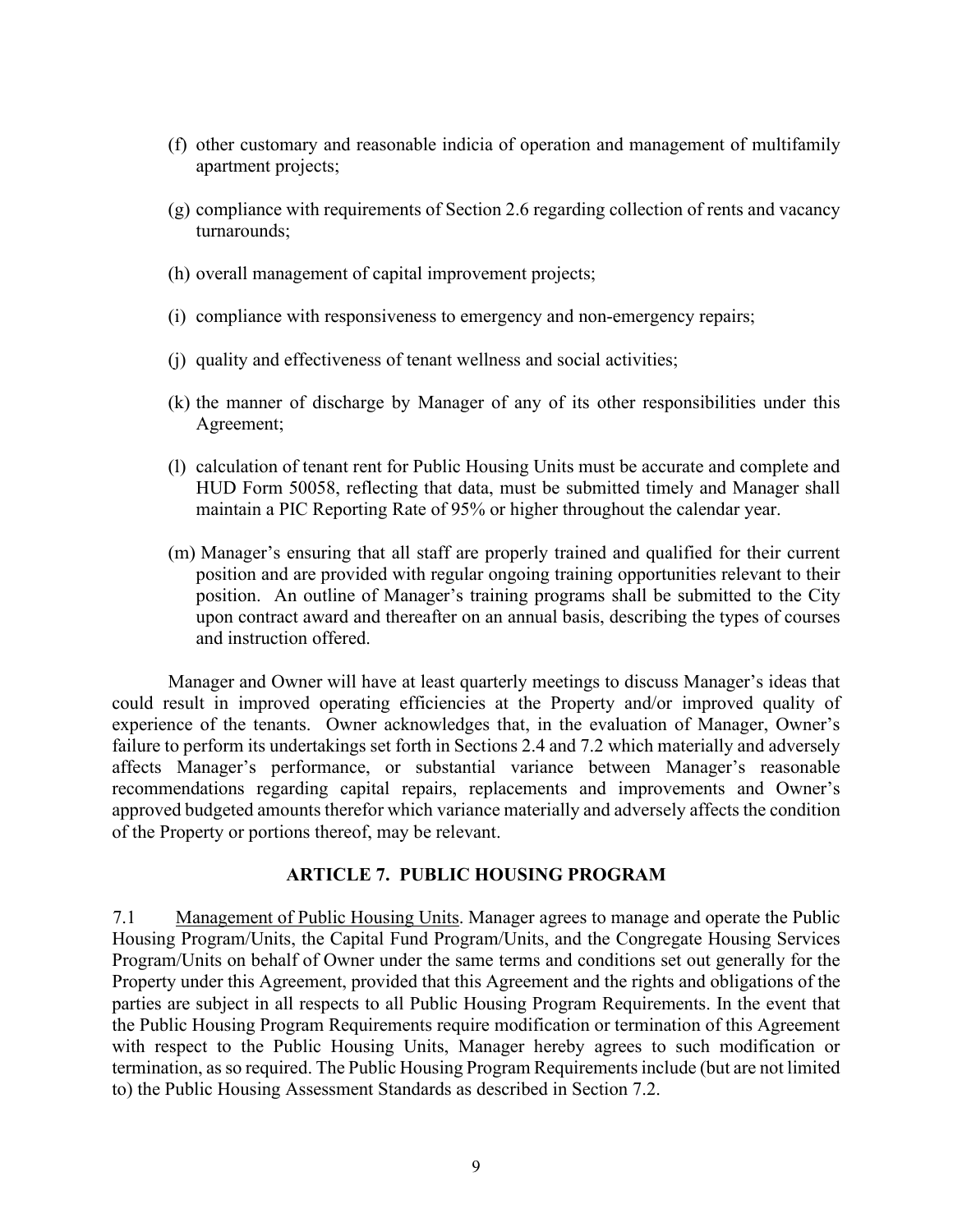(f) other customary and reasonable indicia of operation and management of multifamily apartment projects;

(g) compliance with requirements of Section 2.6 regarding collection of rents and vacancy turnarounds;

(h) overall management of capital improvement projects;

(i) compliance with responsiveness to emergency and non-emergency repairs;

(j) quality and effectiveness of tenant wellness and social activities;

(k) the manner of discharge by Manager of any of its other responsibilities under this Agreement;

(l) calculation of tenant rent for Public Housing Units must be accurate and complete and HUD Form 50058, reflecting that data, must be submitted timely and Manager shall maintain a PIC Reporting Rate of 95% or higher throughout the calendar year.

(m) Manager's ensuring that all staff are properly trained and qualified for their current position and are provided with regular ongoing training opportunities relevant to their position. An outline of Manager's training programs shall be submitted to the City upon contract award and thereafter on an annual basis, describing the types of courses and instruction offered.

Manager and Owner will have at least quarterly meetings to discuss Manager's ideas that could result in improved operating efficiencies at the Property and/or improved quality of experience of the tenants. Owner acknowledges that, in the evaluation of Manager, Owner's failure to perform its undertakings set forth in Sections 2.4 and 7.2 which materially and adversely affects Manager's performance, or substantial variance between Manager's reasonable recommendations regarding capital repairs, replacements and improvements and Owner's approved budgeted amounts therefor which variance materially and adversely affects the condition of the Property or portions thereof, may be relevant.

## ARTICLE 7. PUBLIC HOUSING PROGRAM

7.1 Management of Public Housing Units. Manager agrees to manage and operate the Public Housing Program/Units, the Capital Fund Program/Units, and the Congregate Housing Services Program/Units on behalf of Owner under the same terms and conditions set out generally for the Property under this Agreement, provided that this Agreement and the rights and obligations of the parties are subject in all respects to all Public Housing Program Requirements. In the event that the Public Housing Program Requirements require modification or termination of this Agreement with respect to the Public Housing Units, Manager hereby agrees to such modification or termination, as so required. The Public Housing Program Requirements include (but are not limited to) the Public Housing Assessment Standards as described in Section 7.2.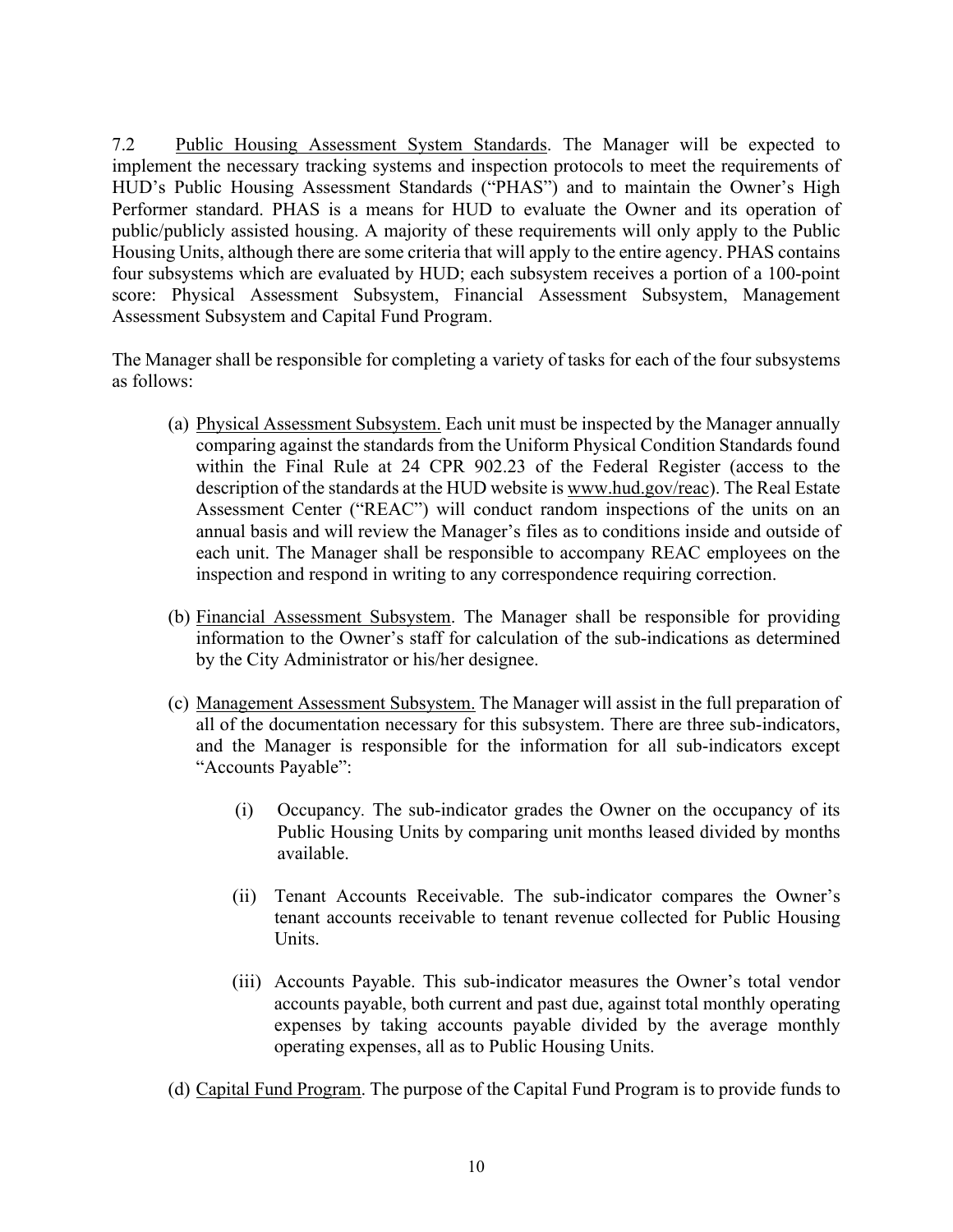7.2 Public Housing Assessment System Standards. The Manager will be expected to implement the necessary tracking systems and inspection protocols to meet the requirements of HUD's Public Housing Assessment Standards ("PHAS") and to maintain the Owner's High Performer standard. PHAS is a means for HUD to evaluate the Owner and its operation of public/publicly assisted housing. A majority of these requirements will only apply to the Public Housing Units, although there are some criteria that will apply to the entire agency. PHAS contains four subsystems which are evaluated by HUD; each subsystem receives a portion of a 100-point score: Physical Assessment Subsystem, Financial Assessment Subsystem, Management Assessment Subsystem and Capital Fund Program.

The Manager shall be responsible for completing a variety of tasks for each of the four subsystems as follows:

(a) Physical Assessment Subsystem. Each unit must be inspected by the Manager annually comparing against the standards from the Uniform Physical Condition Standards found within the Final Rule at 24 CPR 902.23 of the Federal Register (access to the description of the standards at the HUD website is www.hud.gov/reac). The Real Estate Assessment Center ("REAC") will conduct random inspections of the units on an annual basis and will review the Manager's files as to conditions inside and outside of each unit. The Manager shall be responsible to accompany REAC employees on the inspection and respond in writing to any correspondence requiring correction.

(b) Financial Assessment Subsystem. The Manager shall be responsible for providing information to the Owner's staff for calculation of the sub-indications as determined by the City Administrator or his/her designee.

(c) Management Assessment Subsystem. The Manager will assist in the full preparation of all of the documentation necessary for this subsystem. There are three sub-indicators, and the Manager is responsible for the information for all sub-indicators except "Accounts Payable":

   (i) Occupancy. The sub-indicator grades the Owner on the occupancy of its Public Housing Units by comparing unit months leased divided by months available.

   (ii) Tenant Accounts Receivable. The sub-indicator compares the Owner's tenant accounts receivable to tenant revenue collected for Public Housing Units.

   (iii) Accounts Payable. This sub-indicator measures the Owner's total vendor accounts payable, both current and past due, against total monthly operating expenses by taking accounts payable divided by the average monthly operating expenses, all as to Public Housing Units.

(d) Capital Fund Program. The purpose of the Capital Fund Program is to provide funds to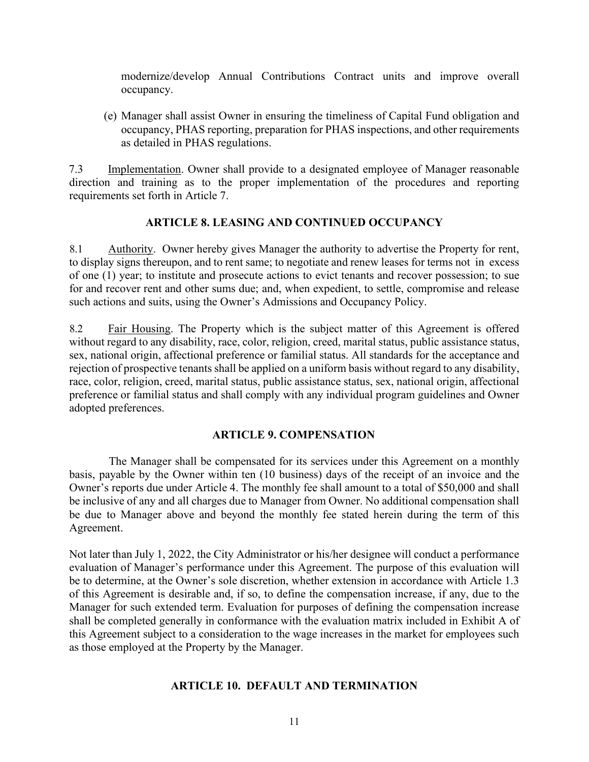modernize/develop Annual Contributions Contract units and improve overall occupancy.

(e) Manager shall assist Owner in ensuring the timeliness of Capital Fund obligation and occupancy, PHAS reporting, preparation for PHAS inspections, and other requirements as detailed in PHAS regulations.

7.3 Implementation. Owner shall provide to a designated employee of Manager reasonable direction and training as to the proper implementation of the procedures and reporting requirements set forth in Article 7.

## ARTICLE 8. LEASING AND CONTINUED OCCUPANCY

8.1 Authority. Owner hereby gives Manager the authority to advertise the Property for rent, to display signs thereupon, and to rent same; to negotiate and renew leases for terms not in excess of one (1) year; to institute and prosecute actions to evict tenants and recover possession; to sue for and recover rent and other sums due; and, when expedient, to settle, compromise and release such actions and suits, using the Owner's Admissions and Occupancy Policy.

8.2 Fair Housing. The Property which is the subject matter of this Agreement is offered without regard to any disability, race, color, religion, creed, marital status, public assistance status, sex, national origin, affectional preference or familial status. All standards for the acceptance and rejection of prospective tenants shall be applied on a uniform basis without regard to any disability, race, color, religion, creed, marital status, public assistance status, sex, national origin, affectional preference or familial status and shall comply with any individual program guidelines and Owner adopted preferences.

## ARTICLE 9. COMPENSATION

The Manager shall be compensated for its services under this Agreement on a monthly basis, payable by the Owner within ten (10 business) days of the receipt of an invoice and the Owner's reports due under Article 4. The monthly fee shall amount to a total of $50,000 and shall be inclusive of any and all charges due to Manager from Owner. No additional compensation shall be due to Manager above and beyond the monthly fee stated herein during the term of this Agreement.

Not later than July 1, 2022, the City Administrator or his/her designee will conduct a performance evaluation of Manager's performance under this Agreement. The purpose of this evaluation will be to determine, at the Owner's sole discretion, whether extension in accordance with Article 1.3 of this Agreement is desirable and, if so, to define the compensation increase, if any, due to the Manager for such extended term. Evaluation for purposes of defining the compensation increase shall be completed generally in conformance with the evaluation matrix included in Exhibit A of this Agreement subject to a consideration to the wage increases in the market for employees such as those employed at the Property by the Manager.

## ARTICLE 10. DEFAULT AND TERMINATION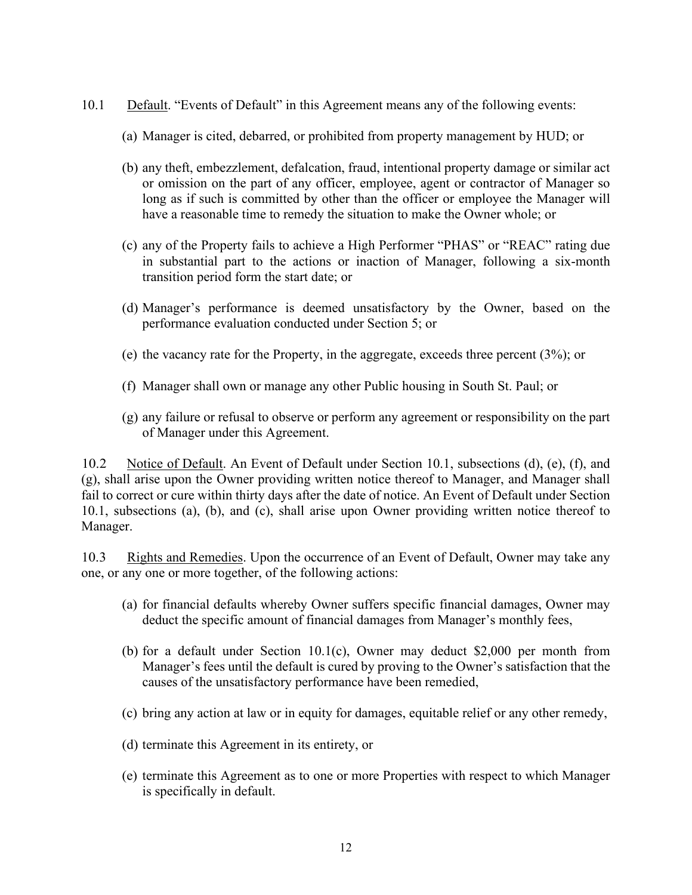10.1 Default. "Events of Default" in this Agreement means any of the following events:

(a) Manager is cited, debarred, or prohibited from property management by HUD; or

(b) any theft, embezzlement, defalcation, fraud, intentional property damage or similar act or omission on the part of any officer, employee, agent or contractor of Manager so long as if such is committed by other than the officer or employee the Manager will have a reasonable time to remedy the situation to make the Owner whole; or

(c) any of the Property fails to achieve a High Performer "PHAS" or "REAC" rating due in substantial part to the actions or inaction of Manager, following a six-month transition period form the start date; or

(d) Manager's performance is deemed unsatisfactory by the Owner, based on the performance evaluation conducted under Section 5; or

(e) the vacancy rate for the Property, in the aggregate, exceeds three percent (3%); or

(f) Manager shall own or manage any other Public housing in South St. Paul; or

(g) any failure or refusal to observe or perform any agreement or responsibility on the part of Manager under this Agreement.

10.2 Notice of Default. An Event of Default under Section 10.1, subsections (d), (e), (f), and (g), shall arise upon the Owner providing written notice thereof to Manager, and Manager shall fail to correct or cure within thirty days after the date of notice. An Event of Default under Section 10.1, subsections (a), (b), and (c), shall arise upon Owner providing written notice thereof to Manager.

10.3 Rights and Remedies. Upon the occurrence of an Event of Default, Owner may take any one, or any one or more together, of the following actions:

(a) for financial defaults whereby Owner suffers specific financial damages, Owner may deduct the specific amount of financial damages from Manager's monthly fees,

(b) for a default under Section 10.1(c), Owner may deduct \$2,000 per month from Manager's fees until the default is cured by proving to the Owner's satisfaction that the causes of the unsatisfactory performance have been remedied,

(c) bring any action at law or in equity for damages, equitable relief or any other remedy,

(d) terminate this Agreement in its entirety, or

(e) terminate this Agreement as to one or more Properties with respect to which Manager is specifically in default.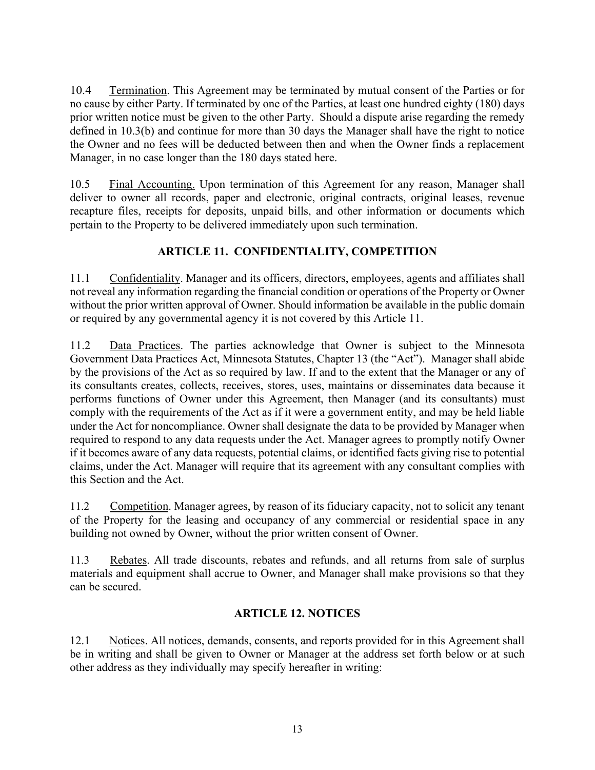10.4 Termination. This Agreement may be terminated by mutual consent of the Parties or for no cause by either Party. If terminated by one of the Parties, at least one hundred eighty (180) days prior written notice must be given to the other Party. Should a dispute arise regarding the remedy defined in 10.3(b) and continue for more than 30 days the Manager shall have the right to notice the Owner and no fees will be deducted between then and when the Owner finds a replacement Manager, in no case longer than the 180 days stated here.

10.5 Final Accounting. Upon termination of this Agreement for any reason, Manager shall deliver to owner all records, paper and electronic, original contracts, original leases, revenue recapture files, receipts for deposits, unpaid bills, and other information or documents which pertain to the Property to be delivered immediately upon such termination.

## ARTICLE 11. CONFIDENTIALITY, COMPETITION

11.1 Confidentiality. Manager and its officers, directors, employees, agents and affiliates shall not reveal any information regarding the financial condition or operations of the Property or Owner without the prior written approval of Owner. Should information be available in the public domain or required by any governmental agency it is not covered by this Article 11.

11.2 Data Practices. The parties acknowledge that Owner is subject to the Minnesota Government Data Practices Act, Minnesota Statutes, Chapter 13 (the "Act"). Manager shall abide by the provisions of the Act as so required by law. If and to the extent that the Manager or any of its consultants creates, collects, receives, stores, uses, maintains or disseminates data because it performs functions of Owner under this Agreement, then Manager (and its consultants) must comply with the requirements of the Act as if it were a government entity, and may be held liable under the Act for noncompliance. Owner shall designate the data to be provided by Manager when required to respond to any data requests under the Act. Manager agrees to promptly notify Owner if it becomes aware of any data requests, potential claims, or identified facts giving rise to potential claims, under the Act. Manager will require that its agreement with any consultant complies with this Section and the Act.

11.2 Competition. Manager agrees, by reason of its fiduciary capacity, not to solicit any tenant of the Property for the leasing and occupancy of any commercial or residential space in any building not owned by Owner, without the prior written consent of Owner.

11.3 Rebates. All trade discounts, rebates and refunds, and all returns from sale of surplus materials and equipment shall accrue to Owner, and Manager shall make provisions so that they can be secured.

## ARTICLE 12. NOTICES

12.1 Notices. All notices, demands, consents, and reports provided for in this Agreement shall be in writing and shall be given to Owner or Manager at the address set forth below or at such other address as they individually may specify hereafter in writing: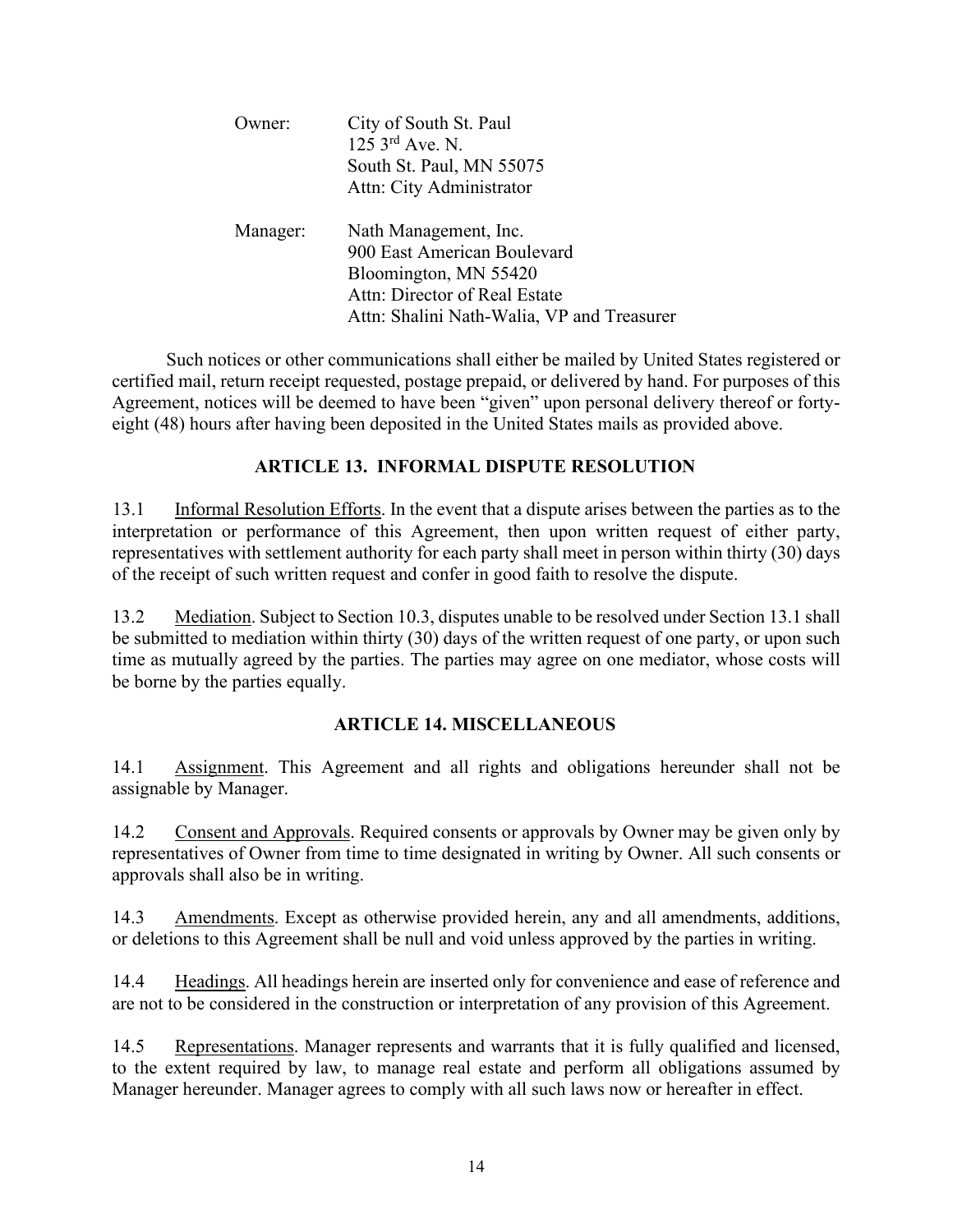Owner: City of South St. Paul
125 3rd Ave. N.
South St. Paul, MN 55075
Attn: City Administrator

Manager: Nath Management, Inc.
900 East American Boulevard
Bloomington, MN 55420
Attn: Director of Real Estate
Attn: Shalini Nath-Walia, VP and Treasurer

Such notices or other communications shall either be mailed by United States registered or certified mail, return receipt requested, postage prepaid, or delivered by hand. For purposes of this Agreement, notices will be deemed to have been "given" upon personal delivery thereof or forty-eight (48) hours after having been deposited in the United States mails as provided above.

## ARTICLE 13. INFORMAL DISPUTE RESOLUTION

13.1 Informal Resolution Efforts. In the event that a dispute arises between the parties as to the interpretation or performance of this Agreement, then upon written request of either party, representatives with settlement authority for each party shall meet in person within thirty (30) days of the receipt of such written request and confer in good faith to resolve the dispute.

13.2 Mediation. Subject to Section 10.3, disputes unable to be resolved under Section 13.1 shall be submitted to mediation within thirty (30) days of the written request of one party, or upon such time as mutually agreed by the parties. The parties may agree on one mediator, whose costs will be borne by the parties equally.

## ARTICLE 14. MISCELLANEOUS

14.1 Assignment. This Agreement and all rights and obligations hereunder shall not be assignable by Manager.

14.2 Consent and Approvals. Required consents or approvals by Owner may be given only by representatives of Owner from time to time designated in writing by Owner. All such consents or approvals shall also be in writing.

14.3 Amendments. Except as otherwise provided herein, any and all amendments, additions, or deletions to this Agreement shall be null and void unless approved by the parties in writing.

14.4 Headings. All headings herein are inserted only for convenience and ease of reference and are not to be considered in the construction or interpretation of any provision of this Agreement.

14.5 Representations. Manager represents and warrants that it is fully qualified and licensed, to the extent required by law, to manage real estate and perform all obligations assumed by Manager hereunder. Manager agrees to comply with all such laws now or hereafter in effect.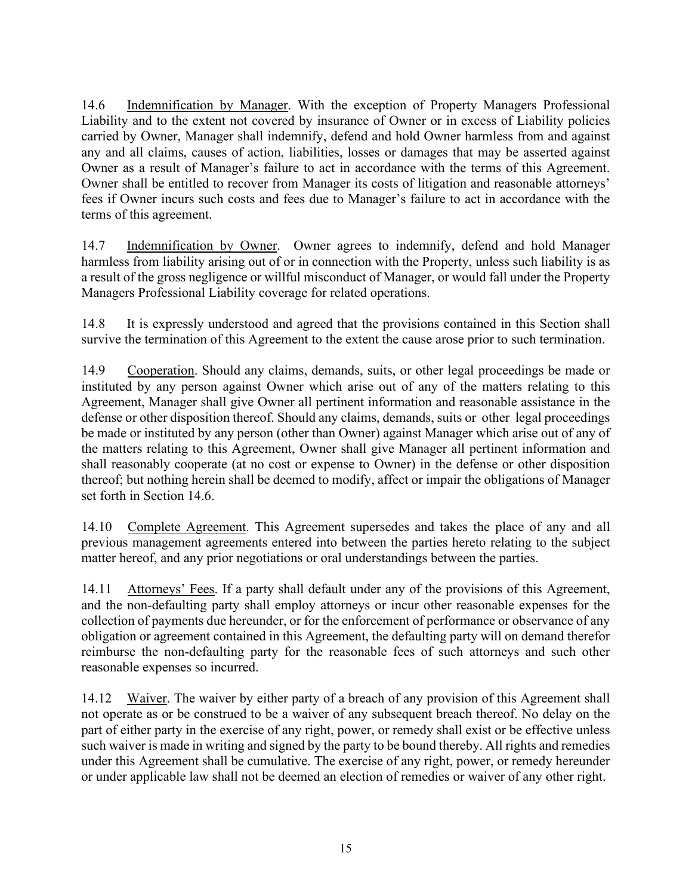14.6 Indemnification by Manager. With the exception of Property Managers Professional Liability and to the extent not covered by insurance of Owner or in excess of Liability policies carried by Owner, Manager shall indemnify, defend and hold Owner harmless from and against any and all claims, causes of action, liabilities, losses or damages that may be asserted against Owner as a result of Manager's failure to act in accordance with the terms of this Agreement. Owner shall be entitled to recover from Manager its costs of litigation and reasonable attorneys' fees if Owner incurs such costs and fees due to Manager's failure to act in accordance with the terms of this agreement.

14.7 Indemnification by Owner. Owner agrees to indemnify, defend and hold Manager harmless from liability arising out of or in connection with the Property, unless such liability is as a result of the gross negligence or willful misconduct of Manager, or would fall under the Property Managers Professional Liability coverage for related operations.

14.8 It is expressly understood and agreed that the provisions contained in this Section shall survive the termination of this Agreement to the extent the cause arose prior to such termination.

14.9 Cooperation. Should any claims, demands, suits, or other legal proceedings be made or instituted by any person against Owner which arise out of any of the matters relating to this Agreement, Manager shall give Owner all pertinent information and reasonable assistance in the defense or other disposition thereof. Should any claims, demands, suits or other legal proceedings be made or instituted by any person (other than Owner) against Manager which arise out of any of the matters relating to this Agreement, Owner shall give Manager all pertinent information and shall reasonably cooperate (at no cost or expense to Owner) in the defense or other disposition thereof; but nothing herein shall be deemed to modify, affect or impair the obligations of Manager set forth in Section 14.6.

14.10 Complete Agreement. This Agreement supersedes and takes the place of any and all previous management agreements entered into between the parties hereto relating to the subject matter hereof, and any prior negotiations or oral understandings between the parties.

14.11 Attorneys' Fees. If a party shall default under any of the provisions of this Agreement, and the non-defaulting party shall employ attorneys or incur other reasonable expenses for the collection of payments due hereunder, or for the enforcement of performance or observance of any obligation or agreement contained in this Agreement, the defaulting party will on demand therefor reimburse the non-defaulting party for the reasonable fees of such attorneys and such other reasonable expenses so incurred.

14.12 Waiver. The waiver by either party of a breach of any provision of this Agreement shall not operate as or be construed to be a waiver of any subsequent breach thereof. No delay on the part of either party in the exercise of any right, power, or remedy shall exist or be effective unless such waiver is made in writing and signed by the party to be bound thereby. All rights and remedies under this Agreement shall be cumulative. The exercise of any right, power, or remedy hereunder or under applicable law shall not be deemed an election of remedies or waiver of any other right.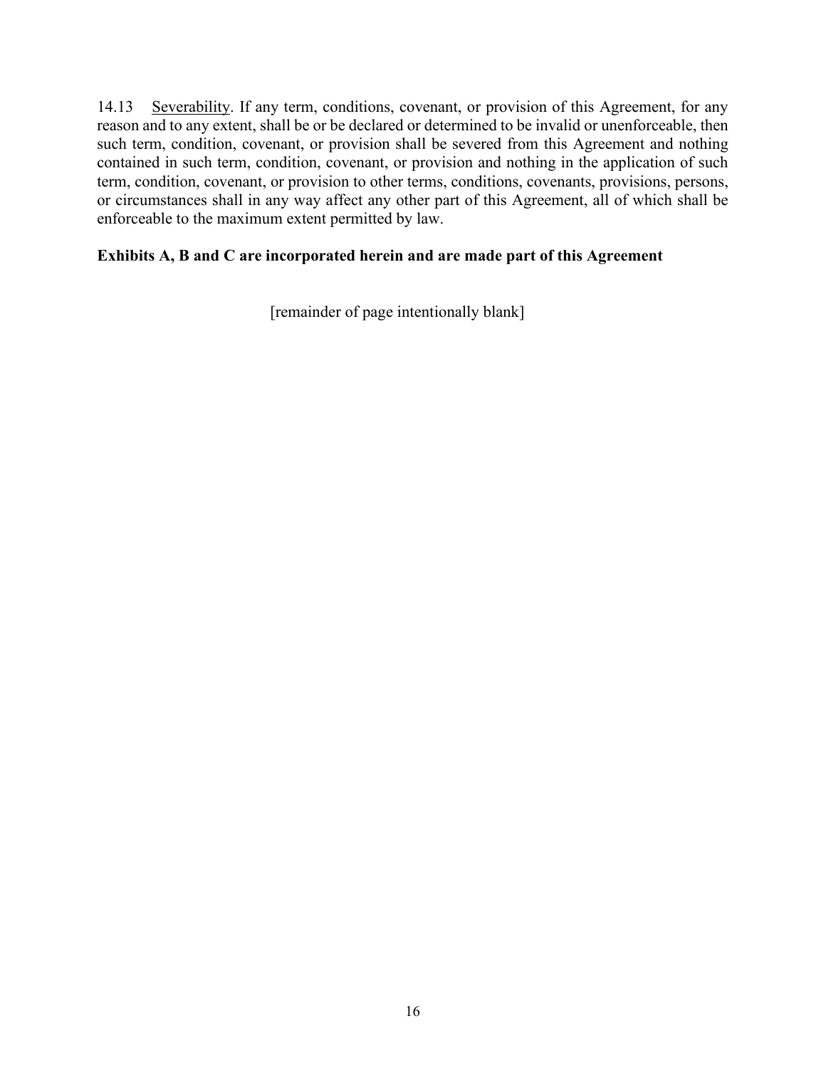14.13 Severability. If any term, conditions, covenant, or provision of this Agreement, for any reason and to any extent, shall be or be declared or determined to be invalid or unenforceable, then such term, condition, covenant, or provision shall be severed from this Agreement and nothing contained in such term, condition, covenant, or provision and nothing in the application of such term, condition, covenant, or provision to other terms, conditions, covenants, provisions, persons, or circumstances shall in any way affect any other part of this Agreement, all of which shall be enforceable to the maximum extent permitted by law.

**Exhibits A, B and C are incorporated herein and are made part of this Agreement**

[remainder of page intentionally blank]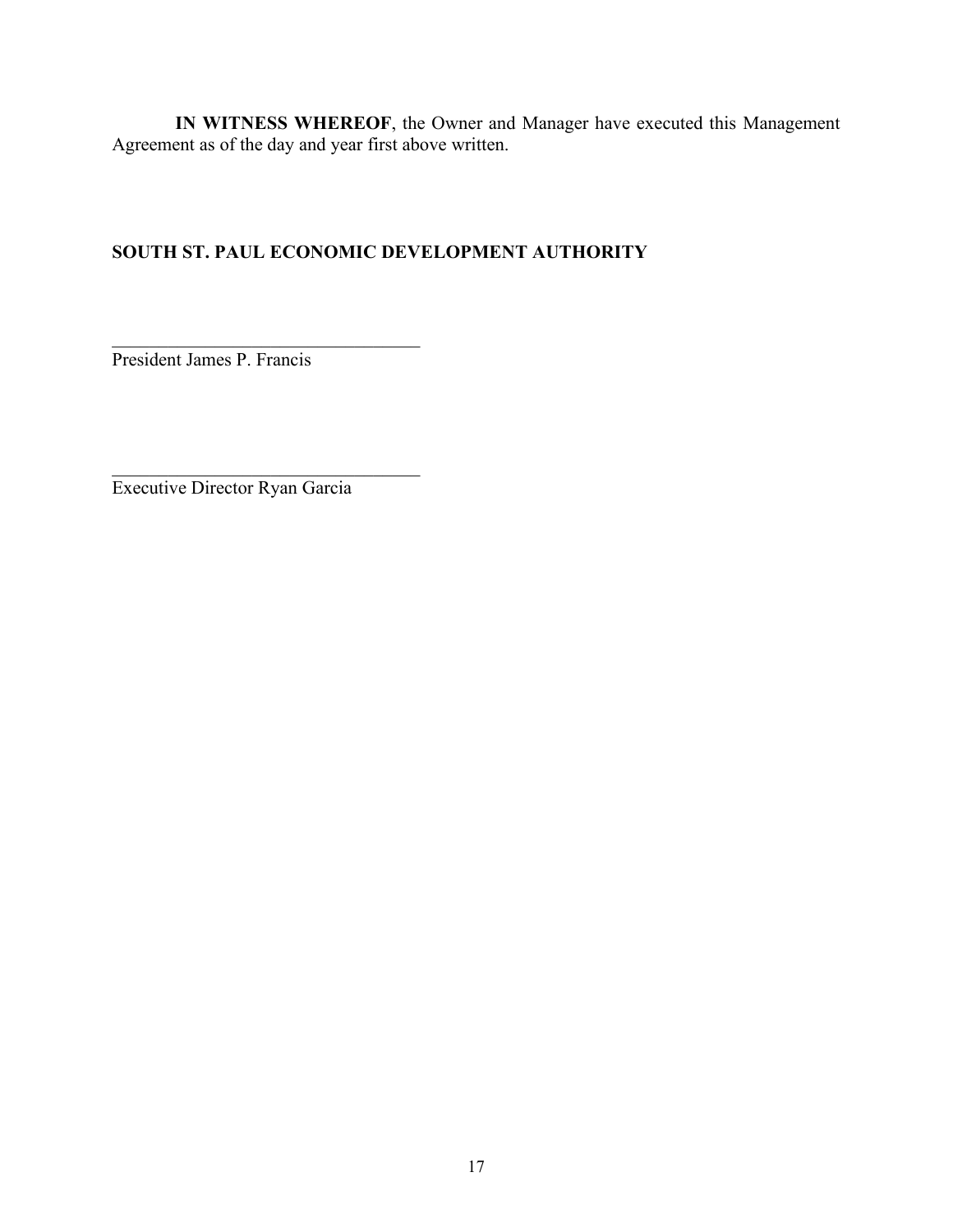**IN WITNESS WHEREOF**, the Owner and Manager have executed this Management Agreement as of the day and year first above written.

**SOUTH ST. PAUL ECONOMIC DEVELOPMENT AUTHORITY**

\_\_\_\_\_\_\_\_\_\_\_\_\_\_\_\_\_\_\_\_\_\_\_\_\_\_\_\_\_\_\_\_\_\_\_
President James P. Francis

\_\_\_\_\_\_\_\_\_\_\_\_\_\_\_\_\_\_\_\_\_\_\_\_\_\_\_\_\_\_\_\_\_\_\_
Executive Director Ryan Garcia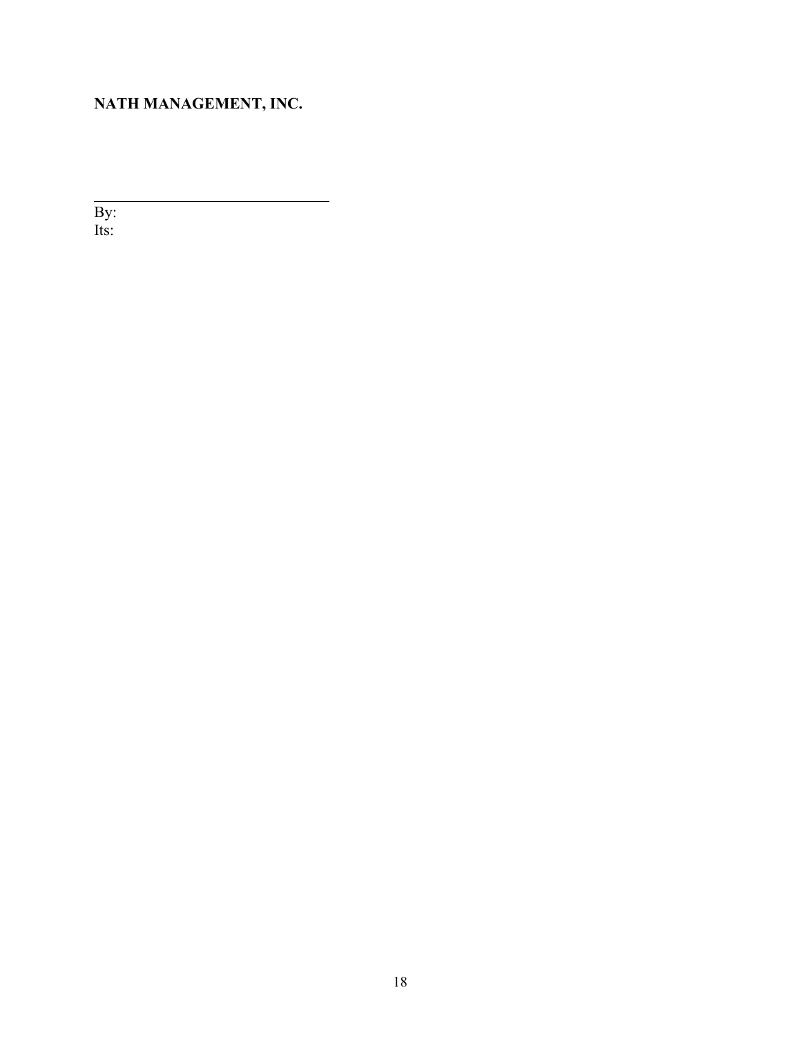**NATH MANAGEMENT, INC.**

\_\_\_\_\_\_\_\_\_\_\_\_\_\_\_\_\_\_\_\_\_\_\_\_\_\_\_\_\_\_\_\_

By:

Its: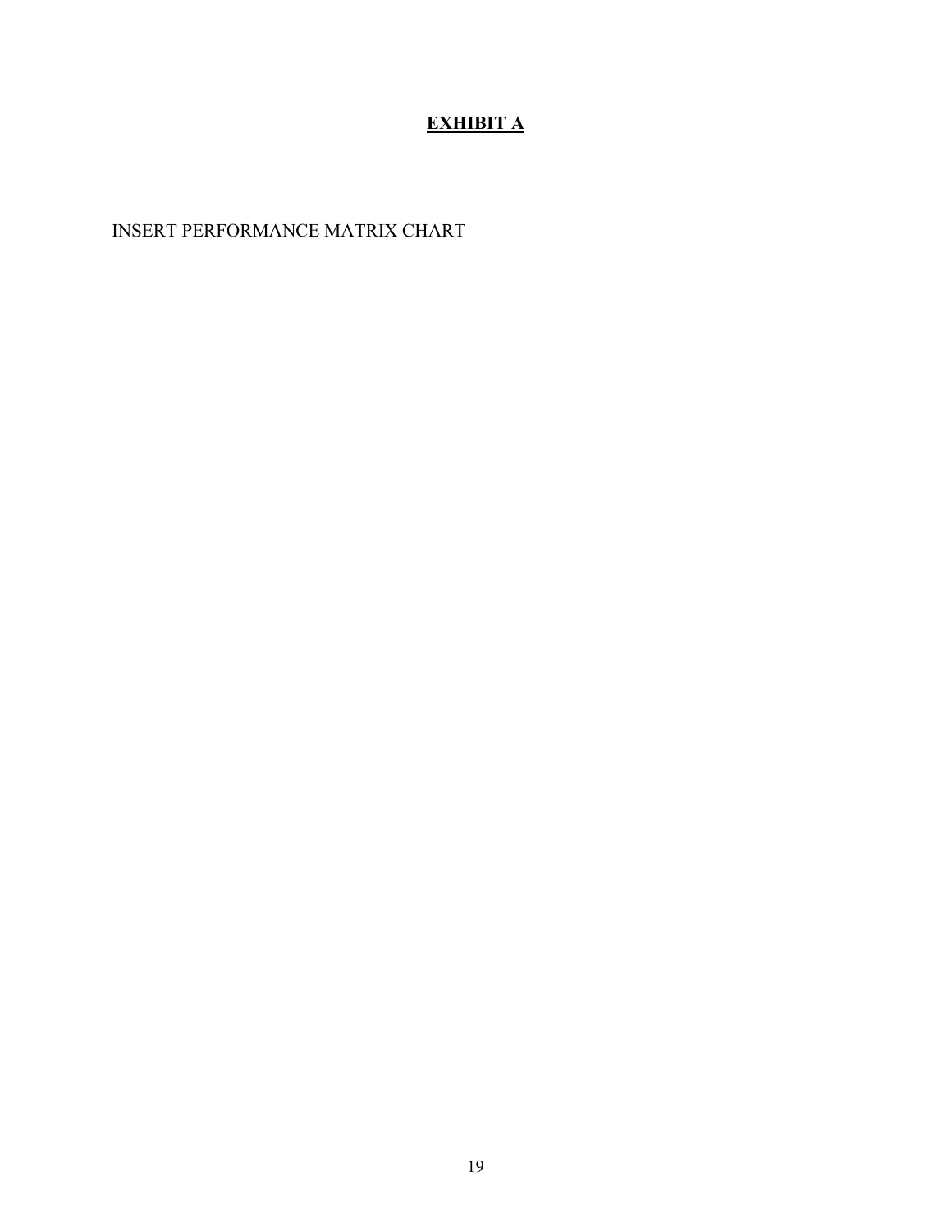# EXHIBIT A

INSERT PERFORMANCE MATRIX CHART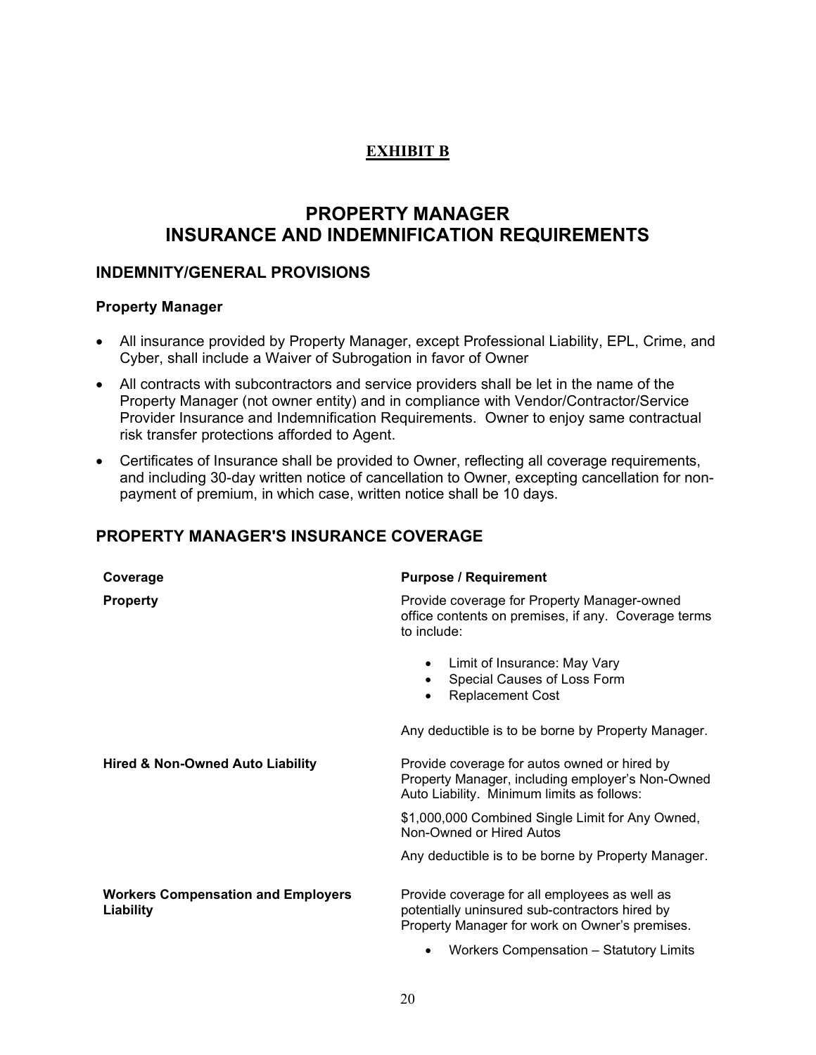## EXHIBIT B

# PROPERTY MANAGER INSURANCE AND INDEMNIFICATION REQUIREMENTS

## INDEMNITY/GENERAL PROVISIONS

### Property Manager

- All insurance provided by Property Manager, except Professional Liability, EPL, Crime, and Cyber, shall include a Waiver of Subrogation in favor of Owner
- All contracts with subcontractors and service providers shall be let in the name of the Property Manager (not owner entity) and in compliance with Vendor/Contractor/Service Provider Insurance and Indemnification Requirements. Owner to enjoy same contractual risk transfer protections afforded to Agent.
- Certificates of Insurance shall be provided to Owner, reflecting all coverage requirements, and including 30-day written notice of cancellation to Owner, excepting cancellation for non-payment of premium, in which case, written notice shall be 10 days.

## PROPERTY MANAGER'S INSURANCE COVERAGE

| Coverage | Purpose / Requirement |
|---|---|
| **Property** | Provide coverage for Property Manager-owned office contents on premises, if any. Coverage terms to include:<br>• Limit of Insurance: May Vary<br>• Special Causes of Loss Form<br>• Replacement Cost<br><br>Any deductible is to be borne by Property Manager. |
| **Hired & Non-Owned Auto Liability** | Provide coverage for autos owned or hired by Property Manager, including employer's Non-Owned Auto Liability. Minimum limits as follows:<br>$1,000,000 Combined Single Limit for Any Owned, Non-Owned or Hired Autos<br>Any deductible is to be borne by Property Manager. |
| **Workers Compensation and Employers Liability** | Provide coverage for all employees as well as potentially uninsured sub-contractors hired by Property Manager for work on Owner's premises.<br>• Workers Compensation – Statutory Limits |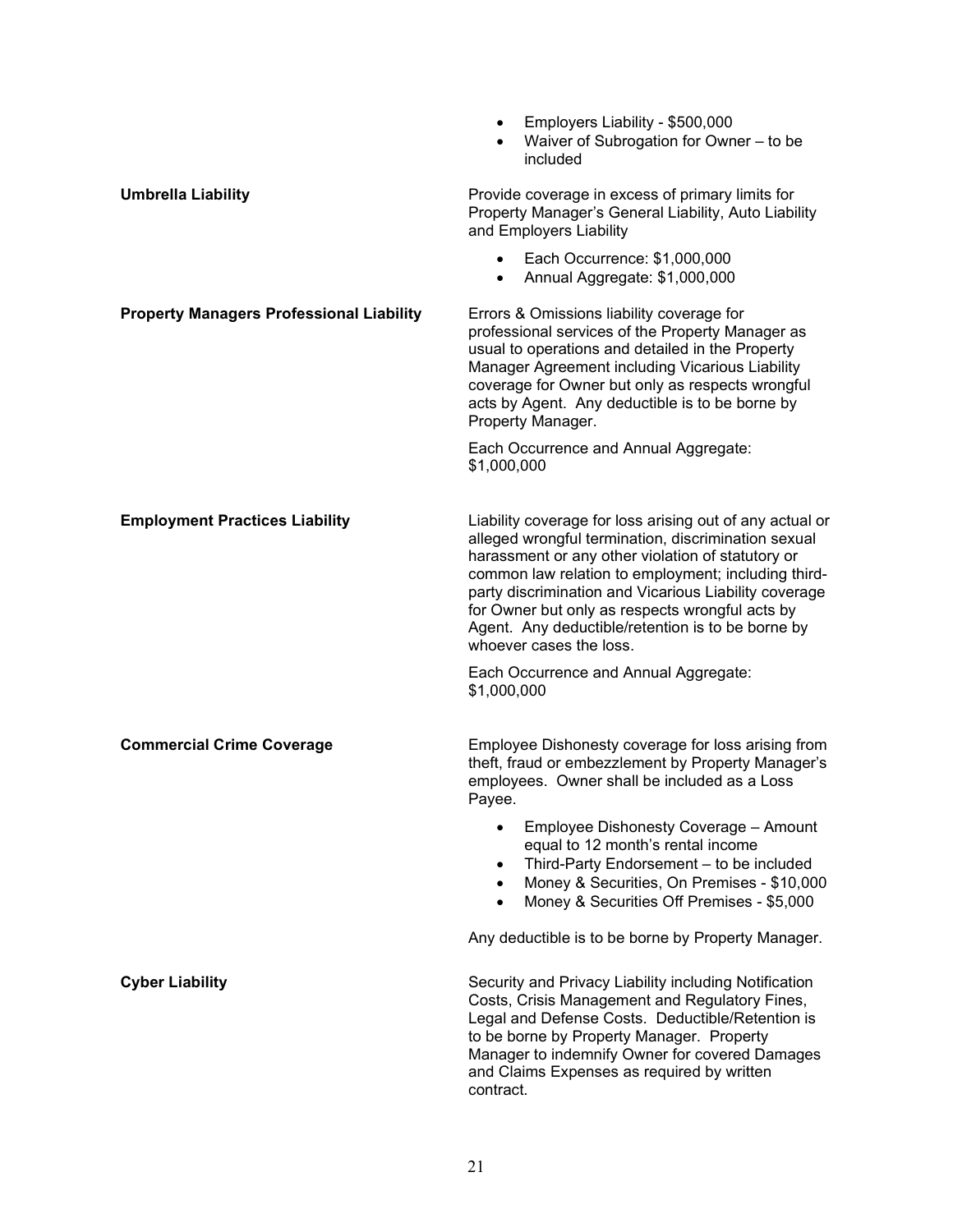- Employers Liability - $500,000
- Waiver of Subrogation for Owner – to be included

**Umbrella Liability**

Provide coverage in excess of primary limits for Property Manager's General Liability, Auto Liability and Employers Liability

- Each Occurrence: $1,000,000
- Annual Aggregate: $1,000,000

**Property Managers Professional Liability**

Errors & Omissions liability coverage for professional services of the Property Manager as usual to operations and detailed in the Property Manager Agreement including Vicarious Liability coverage for Owner but only as respects wrongful acts by Agent. Any deductible is to be borne by Property Manager.

Each Occurrence and Annual Aggregate: $1,000,000

**Employment Practices Liability**

Liability coverage for loss arising out of any actual or alleged wrongful termination, discrimination sexual harassment or any other violation of statutory or common law relation to employment; including third-party discrimination and Vicarious Liability coverage for Owner but only as respects wrongful acts by Agent. Any deductible/retention is to be borne by whoever cases the loss.

Each Occurrence and Annual Aggregate: $1,000,000

**Commercial Crime Coverage**

Employee Dishonesty coverage for loss arising from theft, fraud or embezzlement by Property Manager's employees. Owner shall be included as a Loss Payee.

- Employee Dishonesty Coverage – Amount equal to 12 month's rental income
- Third-Party Endorsement – to be included
- Money & Securities, On Premises - $10,000
- Money & Securities Off Premises - $5,000

Any deductible is to be borne by Property Manager.

**Cyber Liability**

Security and Privacy Liability including Notification Costs, Crisis Management and Regulatory Fines, Legal and Defense Costs. Deductible/Retention is to be borne by Property Manager. Property Manager to indemnify Owner for covered Damages and Claims Expenses as required by written contract.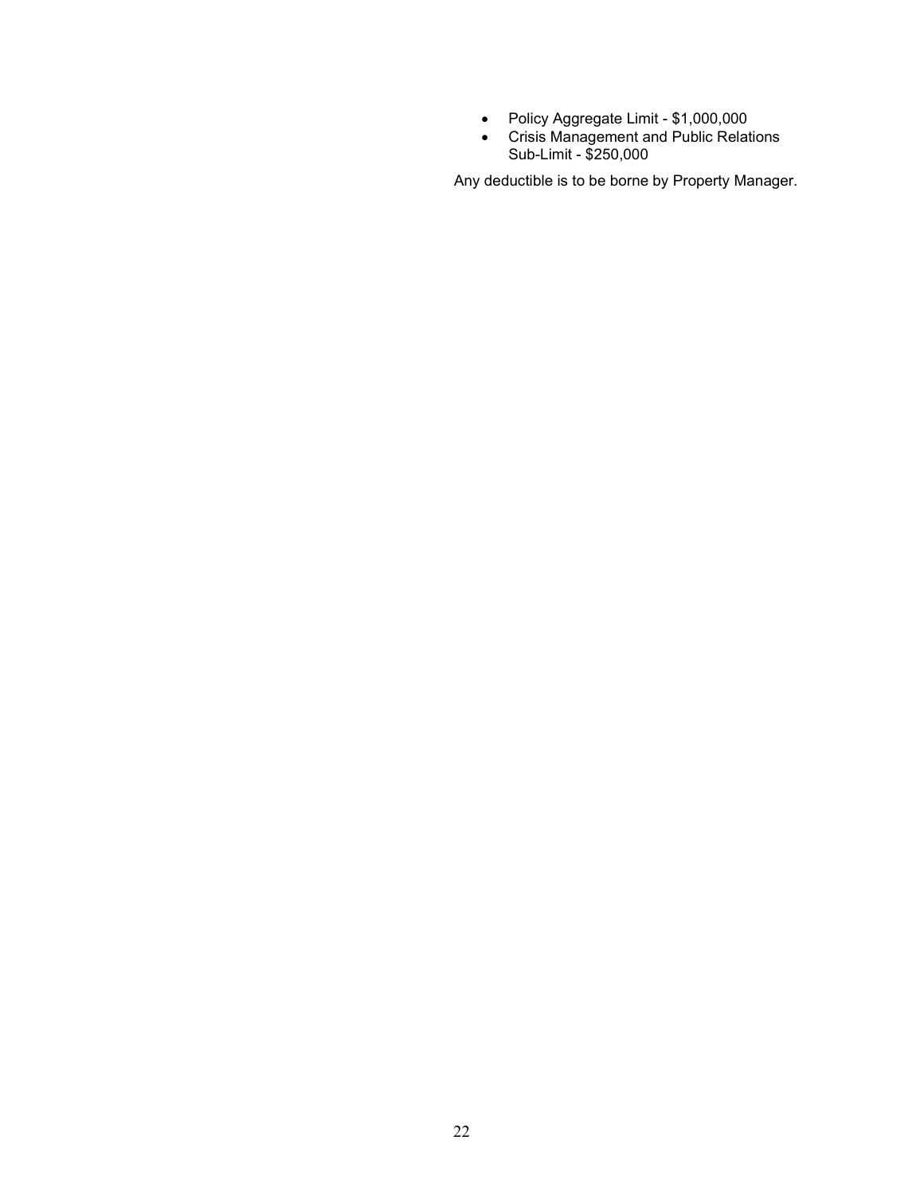- Policy Aggregate Limit - $1,000,000
- Crisis Management and Public Relations Sub-Limit - $250,000

Any deductible is to be borne by Property Manager.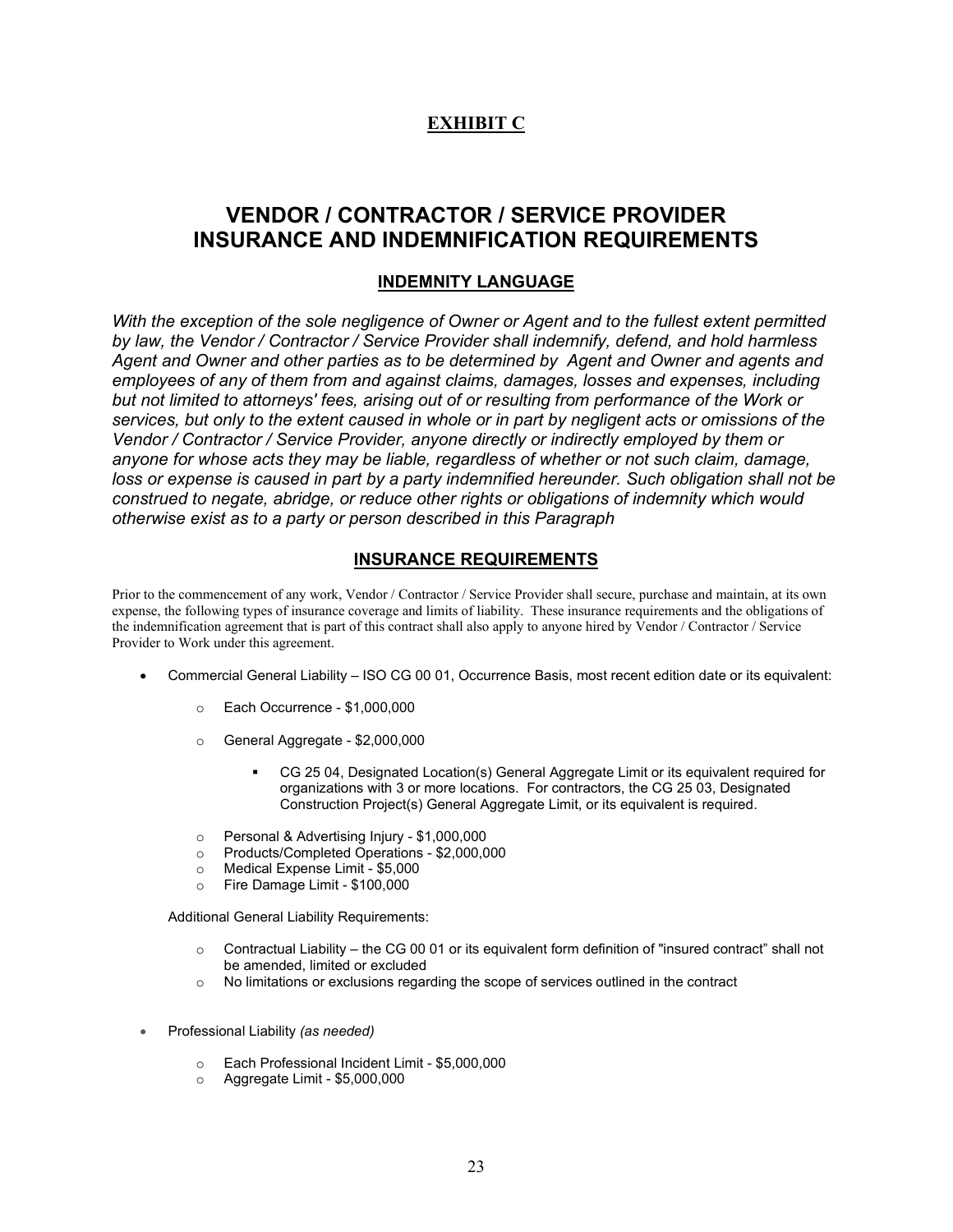## EXHIBIT C

# VENDOR / CONTRACTOR / SERVICE PROVIDER INSURANCE AND INDEMNIFICATION REQUIREMENTS

## INDEMNITY LANGUAGE

*With the exception of the sole negligence of Owner or Agent and to the fullest extent permitted by law, the Vendor / Contractor / Service Provider shall indemnify, defend, and hold harmless Agent and Owner and other parties as to be determined by Agent and Owner and agents and employees of any of them from and against claims, damages, losses and expenses, including but not limited to attorneys' fees, arising out of or resulting from performance of the Work or services, but only to the extent caused in whole or in part by negligent acts or omissions of the Vendor / Contractor / Service Provider, anyone directly or indirectly employed by them or anyone for whose acts they may be liable, regardless of whether or not such claim, damage, loss or expense is caused in part by a party indemnified hereunder. Such obligation shall not be construed to negate, abridge, or reduce other rights or obligations of indemnity which would otherwise exist as to a party or person described in this Paragraph*

## INSURANCE REQUIREMENTS

Prior to the commencement of any work, Vendor / Contractor / Service Provider shall secure, purchase and maintain, at its own expense, the following types of insurance coverage and limits of liability. These insurance requirements and the obligations of the indemnification agreement that is part of this contract shall also apply to anyone hired by Vendor / Contractor / Service Provider to Work under this agreement.

- Commercial General Liability – ISO CG 00 01, Occurrence Basis, most recent edition date or its equivalent:
  - Each Occurrence - $1,000,000
  - General Aggregate - $2,000,000
    - CG 25 04, Designated Location(s) General Aggregate Limit or its equivalent required for organizations with 3 or more locations. For contractors, the CG 25 03, Designated Construction Project(s) General Aggregate Limit, or its equivalent is required.
  - Personal & Advertising Injury - $1,000,000
  - Products/Completed Operations - $2,000,000
  - Medical Expense Limit - $5,000
  - Fire Damage Limit - $100,000

  Additional General Liability Requirements:

  - Contractual Liability – the CG 00 01 or its equivalent form definition of "insured contract" shall not be amended, limited or excluded
  - No limitations or exclusions regarding the scope of services outlined in the contract

- Professional Liability *(as needed)*
  - Each Professional Incident Limit - $5,000,000
  - Aggregate Limit - $5,000,000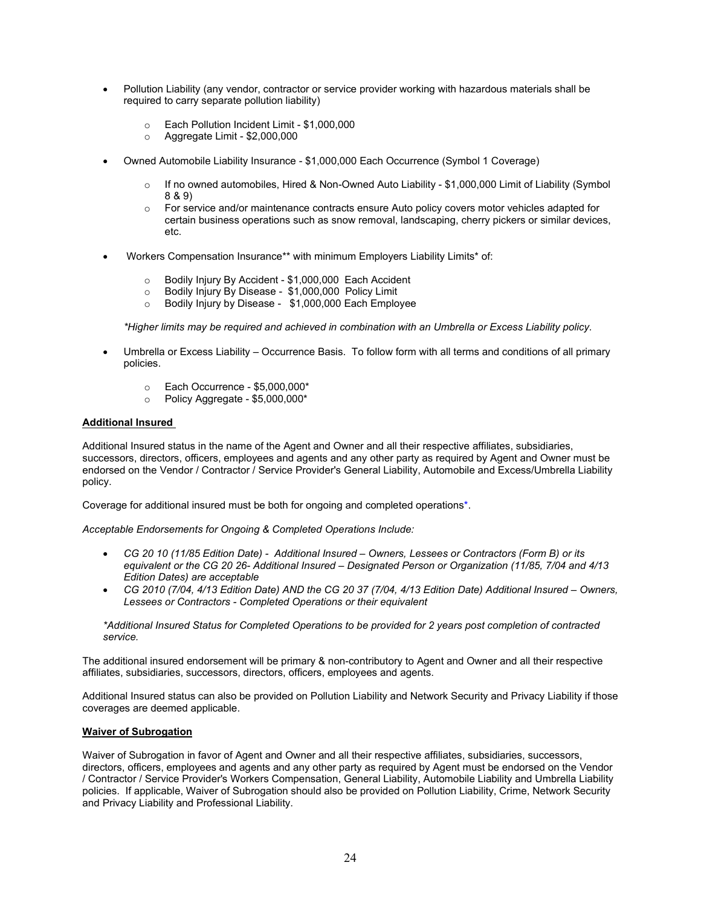- Pollution Liability (any vendor, contractor or service provider working with hazardous materials shall be required to carry separate pollution liability)
    - Each Pollution Incident Limit - $1,000,000
    - Aggregate Limit - $2,000,000

- Owned Automobile Liability Insurance - $1,000,000 Each Occurrence (Symbol 1 Coverage)
    - If no owned automobiles, Hired & Non-Owned Auto Liability - $1,000,000 Limit of Liability (Symbol 8 & 9)
    - For service and/or maintenance contracts ensure Auto policy covers motor vehicles adapted for certain business operations such as snow removal, landscaping, cherry pickers or similar devices, etc.

- Workers Compensation Insurance** with minimum Employers Liability Limits* of:
    - Bodily Injury By Accident - $1,000,000 Each Accident
    - Bodily Injury By Disease - $1,000,000 Policy Limit
    - Bodily Injury by Disease - $1,000,000 Each Employee

*\*Higher limits may be required and achieved in combination with an Umbrella or Excess Liability policy.*

- Umbrella or Excess Liability – Occurrence Basis. To follow form with all terms and conditions of all primary policies.
    - Each Occurrence - $5,000,000*
    - Policy Aggregate - $5,000,000*

**Additional Insured**

Additional Insured status in the name of the Agent and Owner and all their respective affiliates, subsidiaries, successors, directors, officers, employees and agents and any other party as required by Agent and Owner must be endorsed on the Vendor / Contractor / Service Provider's General Liability, Automobile and Excess/Umbrella Liability policy.

Coverage for additional insured must be both for ongoing and completed operations*.

*Acceptable Endorsements for Ongoing & Completed Operations Include:*

- *CG 20 10 (11/85 Edition Date) - Additional Insured – Owners, Lessees or Contractors (Form B) or its equivalent or the CG 20 26- Additional Insured – Designated Person or Organization (11/85, 7/04 and 4/13 Edition Dates) are acceptable*
- *CG 2010 (7/04, 4/13 Edition Date) AND the CG 20 37 (7/04, 4/13 Edition Date) Additional Insured – Owners, Lessees or Contractors - Completed Operations or their equivalent*

*\*Additional Insured Status for Completed Operations to be provided for 2 years post completion of contracted service.*

The additional insured endorsement will be primary & non-contributory to Agent and Owner and all their respective affiliates, subsidiaries, successors, directors, officers, employees and agents.

Additional Insured status can also be provided on Pollution Liability and Network Security and Privacy Liability if those coverages are deemed applicable.

**Waiver of Subrogation**

Waiver of Subrogation in favor of Agent and Owner and all their respective affiliates, subsidiaries, successors, directors, officers, employees and agents and any other party as required by Agent must be endorsed on the Vendor / Contractor / Service Provider's Workers Compensation, General Liability, Automobile Liability and Umbrella Liability policies. If applicable, Waiver of Subrogation should also be provided on Pollution Liability, Crime, Network Security and Privacy Liability and Professional Liability.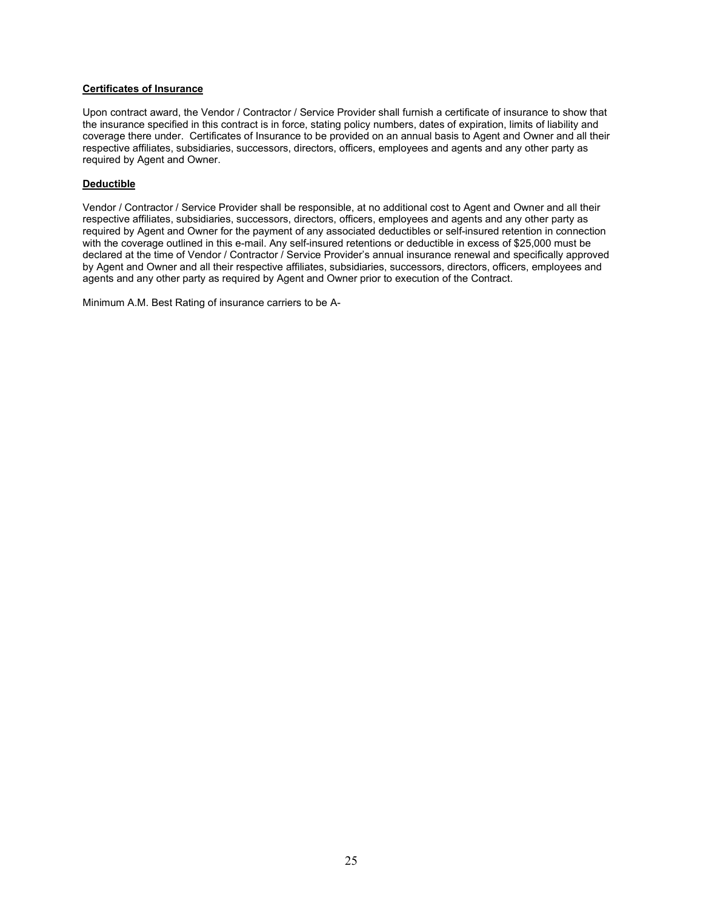**Certificates of Insurance**

Upon contract award, the Vendor / Contractor / Service Provider shall furnish a certificate of insurance to show that the insurance specified in this contract is in force, stating policy numbers, dates of expiration, limits of liability and coverage there under. Certificates of Insurance to be provided on an annual basis to Agent and Owner and all their respective affiliates, subsidiaries, successors, directors, officers, employees and agents and any other party as required by Agent and Owner.

**Deductible**

Vendor / Contractor / Service Provider shall be responsible, at no additional cost to Agent and Owner and all their respective affiliates, subsidiaries, successors, directors, officers, employees and agents and any other party as required by Agent and Owner for the payment of any associated deductibles or self-insured retention in connection with the coverage outlined in this e-mail. Any self-insured retentions or deductible in excess of $25,000 must be declared at the time of Vendor / Contractor / Service Provider's annual insurance renewal and specifically approved by Agent and Owner and all their respective affiliates, subsidiaries, successors, directors, officers, employees and agents and any other party as required by Agent and Owner prior to execution of the Contract.

Minimum A.M. Best Rating of insurance carriers to be A-